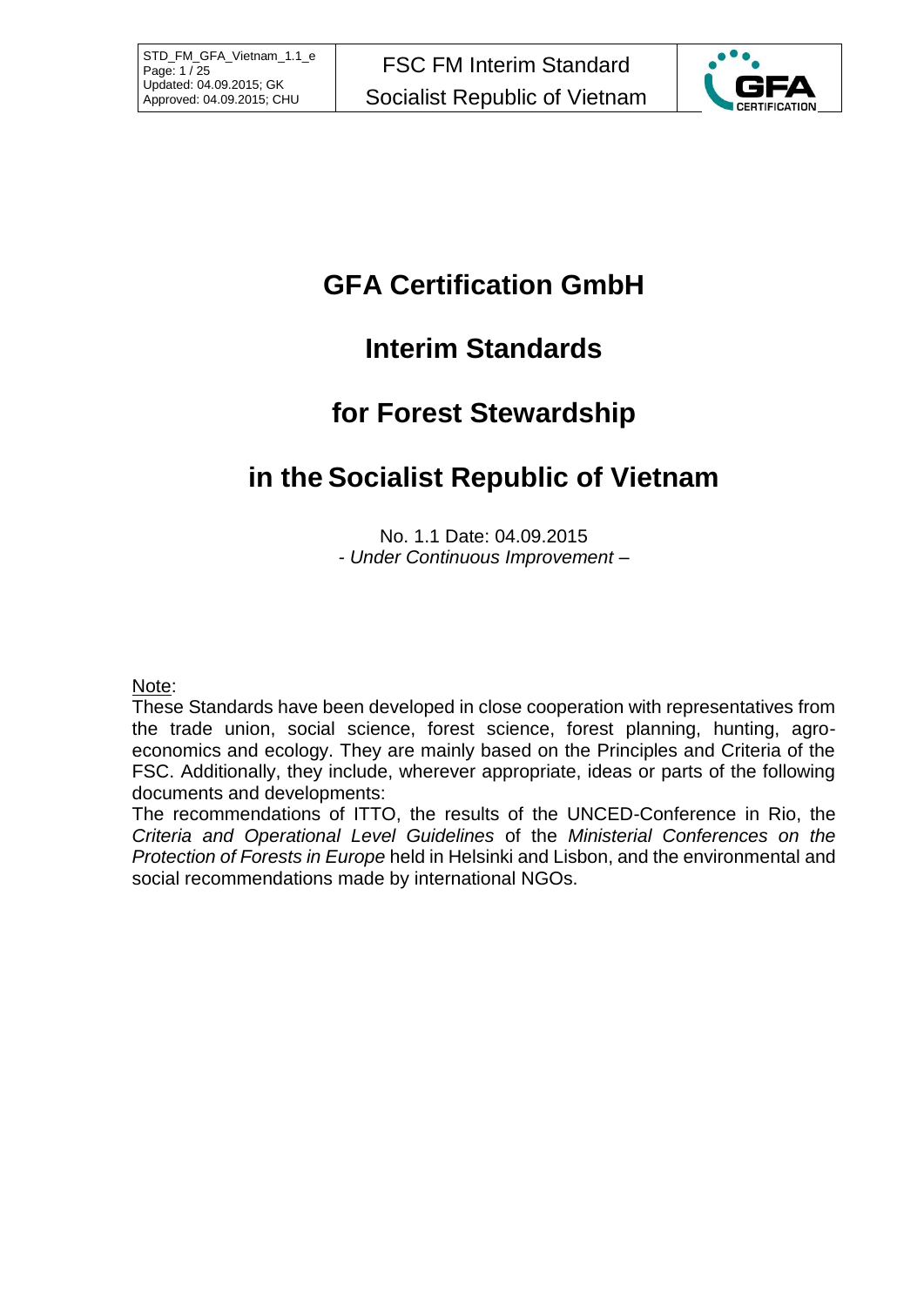# GFA Certification GmbH

# Interim Standards

# for Forest Stewardship

# in the Socialist Republic of Vietnam

No. 1.1 Date: 04.09.2015
*- Under Continuous Improvement –*

Note:
These Standards have been developed in close cooperation with representatives from the trade union, social science, forest science, forest planning, hunting, agro-economics and ecology. They are mainly based on the Principles and Criteria of the FSC. Additionally, they include, wherever appropriate, ideas or parts of the following documents and developments:
The recommendations of ITTO, the results of the UNCED-Conference in Rio, the *Criteria and Operational Level Guidelines* of the *Ministerial Conferences on the Protection of Forests in Europe* held in Helsinki and Lisbon, and the environmental and social recommendations made by international NGOs.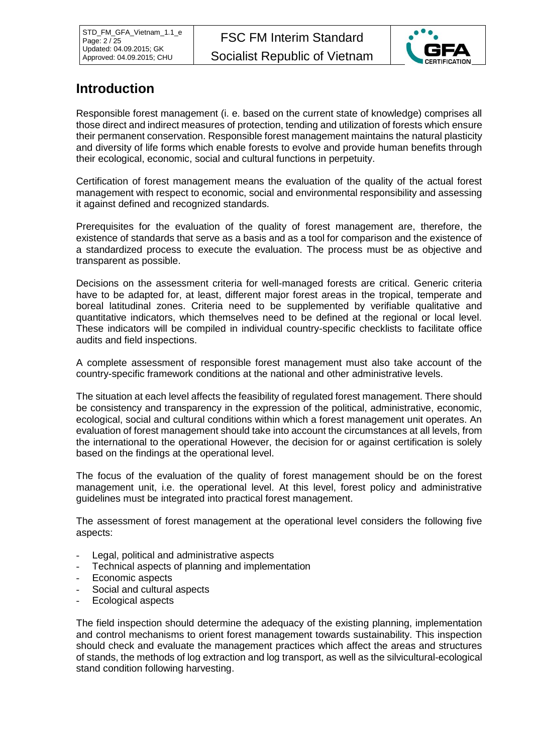## Introduction

Responsible forest management (i. e. based on the current state of knowledge) comprises all those direct and indirect measures of protection, tending and utilization of forests which ensure their permanent conservation. Responsible forest management maintains the natural plasticity and diversity of life forms which enable forests to evolve and provide human benefits through their ecological, economic, social and cultural functions in perpetuity.

Certification of forest management means the evaluation of the quality of the actual forest management with respect to economic, social and environmental responsibility and assessing it against defined and recognized standards.

Prerequisites for the evaluation of the quality of forest management are, therefore, the existence of standards that serve as a basis and as a tool for comparison and the existence of a standardized process to execute the evaluation. The process must be as objective and transparent as possible.

Decisions on the assessment criteria for well-managed forests are critical. Generic criteria have to be adapted for, at least, different major forest areas in the tropical, temperate and boreal latitudinal zones. Criteria need to be supplemented by verifiable qualitative and quantitative indicators, which themselves need to be defined at the regional or local level. These indicators will be compiled in individual country-specific checklists to facilitate office audits and field inspections.

A complete assessment of responsible forest management must also take account of the country-specific framework conditions at the national and other administrative levels.

The situation at each level affects the feasibility of regulated forest management. There should be consistency and transparency in the expression of the political, administrative, economic, ecological, social and cultural conditions within which a forest management unit operates. An evaluation of forest management should take into account the circumstances at all levels, from the international to the operational However, the decision for or against certification is solely based on the findings at the operational level.

The focus of the evaluation of the quality of forest management should be on the forest management unit, i.e. the operational level. At this level, forest policy and administrative guidelines must be integrated into practical forest management.

The assessment of forest management at the operational level considers the following five aspects:

- Legal, political and administrative aspects
- Technical aspects of planning and implementation
- Economic aspects
- Social and cultural aspects
- Ecological aspects

The field inspection should determine the adequacy of the existing planning, implementation and control mechanisms to orient forest management towards sustainability. This inspection should check and evaluate the management practices which affect the areas and structures of stands, the methods of log extraction and log transport, as well as the silvicultural-ecological stand condition following harvesting.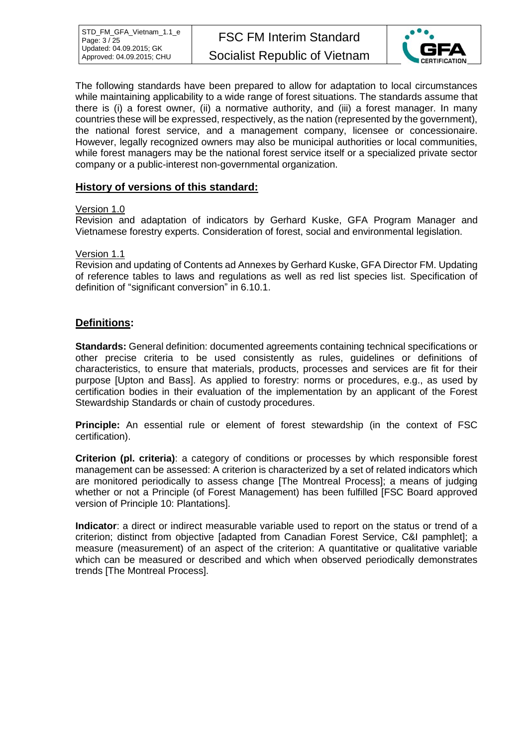The following standards have been prepared to allow for adaptation to local circumstances while maintaining applicability to a wide range of forest situations. The standards assume that there is (i) a forest owner, (ii) a normative authority, and (iii) a forest manager. In many countries these will be expressed, respectively, as the nation (represented by the government), the national forest service, and a management company, licensee or concessionaire. However, legally recognized owners may also be municipal authorities or local communities, while forest managers may be the national forest service itself or a specialized private sector company or a public-interest non-governmental organization.

## History of versions of this standard:

Version 1.0

Revision and adaptation of indicators by Gerhard Kuske, GFA Program Manager and Vietnamese forestry experts. Consideration of forest, social and environmental legislation.

Version 1.1

Revision and updating of Contents ad Annexes by Gerhard Kuske, GFA Director FM. Updating of reference tables to laws and regulations as well as red list species list. Specification of definition of "significant conversion" in 6.10.1.

## Definitions:

**Standards:** General definition: documented agreements containing technical specifications or other precise criteria to be used consistently as rules, guidelines or definitions of characteristics, to ensure that materials, products, processes and services are fit for their purpose [Upton and Bass]. As applied to forestry: norms or procedures, e.g., as used by certification bodies in their evaluation of the implementation by an applicant of the Forest Stewardship Standards or chain of custody procedures.

**Principle:** An essential rule or element of forest stewardship (in the context of FSC certification).

**Criterion (pl. criteria)**: a category of conditions or processes by which responsible forest management can be assessed: A criterion is characterized by a set of related indicators which are monitored periodically to assess change [The Montreal Process]; a means of judging whether or not a Principle (of Forest Management) has been fulfilled [FSC Board approved version of Principle 10: Plantations].

**Indicator**: a direct or indirect measurable variable used to report on the status or trend of a criterion; distinct from objective [adapted from Canadian Forest Service, C&I pamphlet]; a measure (measurement) of an aspect of the criterion: A quantitative or qualitative variable which can be measured or described and which when observed periodically demonstrates trends [The Montreal Process].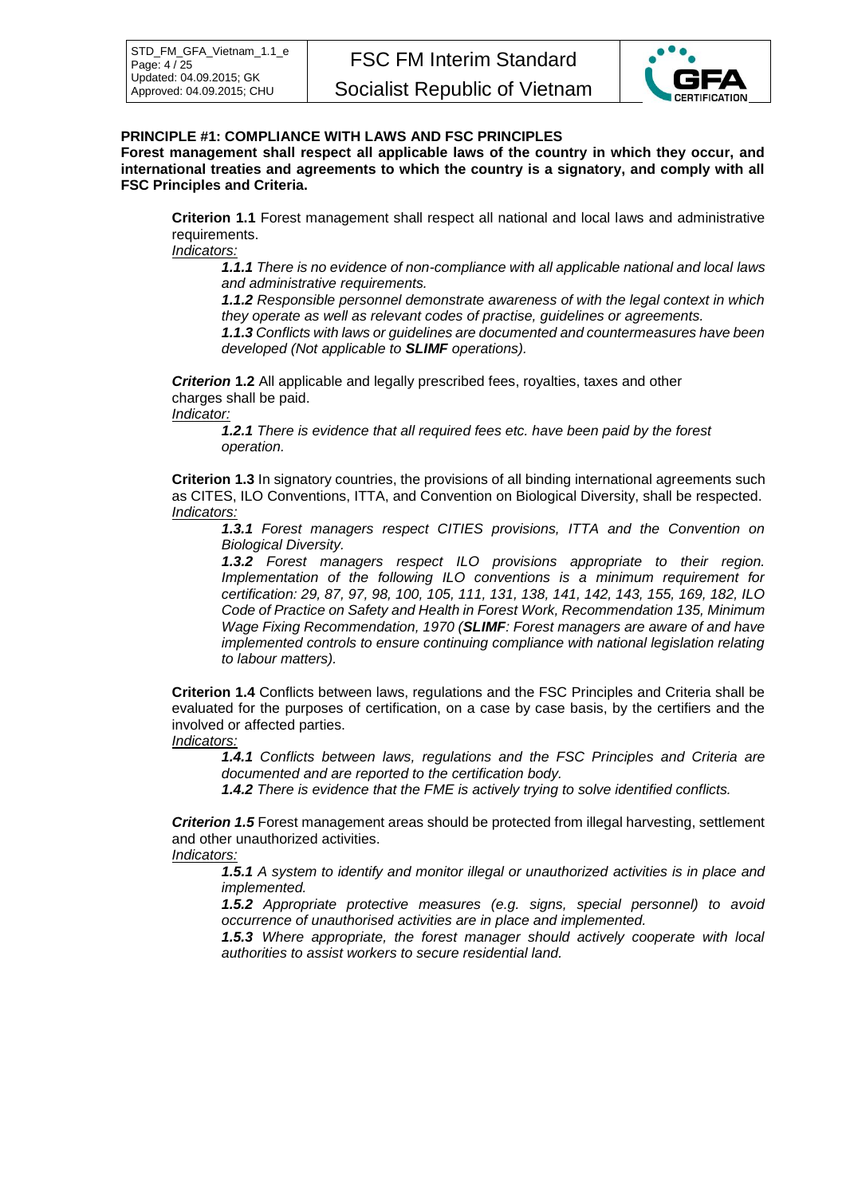**PRINCIPLE #1: COMPLIANCE WITH LAWS AND FSC PRINCIPLES**

**Forest management shall respect all applicable laws of the country in which they occur, and international treaties and agreements to which the country is a signatory, and comply with all FSC Principles and Criteria.**

**Criterion 1.1** Forest management shall respect all national and local laws and administrative requirements.

*Indicators:*

***1.1.1*** *There is no evidence of non-compliance with all applicable national and local laws and administrative requirements.*

***1.1.2*** *Responsible personnel demonstrate awareness of with the legal context in which they operate as well as relevant codes of practise, guidelines or agreements.*

***1.1.3*** *Conflicts with laws or guidelines are documented and countermeasures have been developed (Not applicable to **SLIMF** operations).*

***Criterion* 1.2** All applicable and legally prescribed fees, royalties, taxes and other charges shall be paid.

*Indicator:*

***1.2.1*** *There is evidence that all required fees etc. have been paid by the forest operation.*

**Criterion 1.3** In signatory countries, the provisions of all binding international agreements such as CITES, ILO Conventions, ITTA, and Convention on Biological Diversity, shall be respected.

*Indicators:*

***1.3.1*** *Forest managers respect CITIES provisions, ITTA and the Convention on Biological Diversity.*

***1.3.2*** *Forest managers respect ILO provisions appropriate to their region. Implementation of the following ILO conventions is a minimum requirement for certification: 29, 87, 97, 98, 100, 105, 111, 131, 138, 141, 142, 143, 155, 169, 182, ILO Code of Practice on Safety and Health in Forest Work, Recommendation 135, Minimum Wage Fixing Recommendation, 1970 (**SLIMF**: Forest managers are aware of and have implemented controls to ensure continuing compliance with national legislation relating to labour matters).*

**Criterion 1.4** Conflicts between laws, regulations and the FSC Principles and Criteria shall be evaluated for the purposes of certification, on a case by case basis, by the certifiers and the involved or affected parties.

*Indicators:*

***1.4.1*** *Conflicts between laws, regulations and the FSC Principles and Criteria are documented and are reported to the certification body.*

***1.4.2*** *There is evidence that the FME is actively trying to solve identified conflicts.*

***Criterion 1.5*** Forest management areas should be protected from illegal harvesting, settlement and other unauthorized activities.

*Indicators:*

***1.5.1*** *A system to identify and monitor illegal or unauthorized activities is in place and implemented.*

***1.5.2*** *Appropriate protective measures (e.g. signs, special personnel) to avoid occurrence of unauthorised activities are in place and implemented.*

***1.5.3*** *Where appropriate, the forest manager should actively cooperate with local authorities to assist workers to secure residential land.*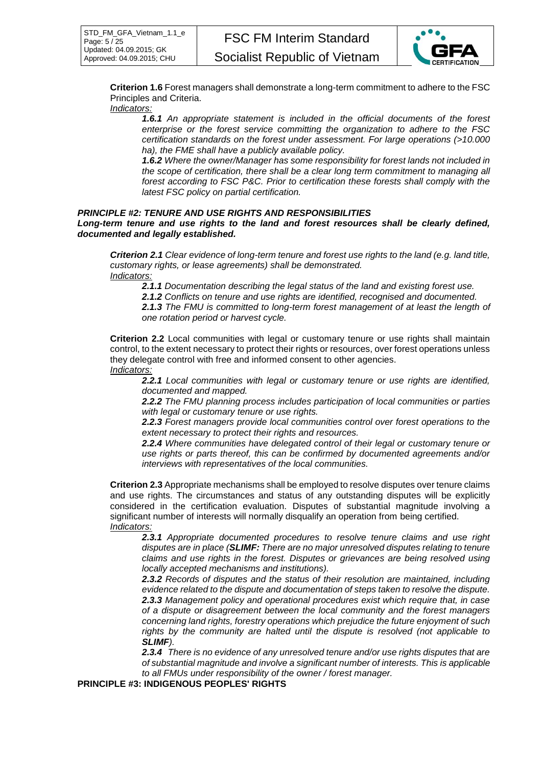**Criterion 1.6** Forest managers shall demonstrate a long-term commitment to adhere to the FSC Principles and Criteria.

*Indicators:*

> ***1.6.1*** *An appropriate statement is included in the official documents of the forest enterprise or the forest service committing the organization to adhere to the FSC certification standards on the forest under assessment. For large operations (>10.000 ha), the FME shall have a publicly available policy.*
>
> ***1.6.2*** *Where the owner/Manager has some responsibility for forest lands not included in the scope of certification, there shall be a clear long term commitment to managing all forest according to FSC P&C. Prior to certification these forests shall comply with the latest FSC policy on partial certification.*

## *PRINCIPLE #2: TENURE AND USE RIGHTS AND RESPONSIBILITIES*

***Long-term tenure and use rights to the land and forest resources shall be clearly defined, documented and legally established.***

***Criterion 2.1*** *Clear evidence of long-term tenure and forest use rights to the land (e.g. land title, customary rights, or lease agreements) shall be demonstrated.*

*Indicators:*

> ***2.1.1*** *Documentation describing the legal status of the land and existing forest use.*
>
> ***2.1.2*** *Conflicts on tenure and use rights are identified, recognised and documented.*
>
> ***2.1.3*** *The FMU is committed to long-term forest management of at least the length of one rotation period or harvest cycle.*

**Criterion 2.2** Local communities with legal or customary tenure or use rights shall maintain control, to the extent necessary to protect their rights or resources, over forest operations unless they delegate control with free and informed consent to other agencies.

*Indicators:*

> ***2.2.1*** *Local communities with legal or customary tenure or use rights are identified, documented and mapped.*
>
> ***2.2.2*** *The FMU planning process includes participation of local communities or parties with legal or customary tenure or use rights.*
>
> ***2.2.3*** *Forest managers provide local communities control over forest operations to the extent necessary to protect their rights and resources.*
>
> ***2.2.4*** *Where communities have delegated control of their legal or customary tenure or use rights or parts thereof, this can be confirmed by documented agreements and/or interviews with representatives of the local communities.*

**Criterion 2.3** Appropriate mechanisms shall be employed to resolve disputes over tenure claims and use rights. The circumstances and status of any outstanding disputes will be explicitly considered in the certification evaluation. Disputes of substantial magnitude involving a significant number of interests will normally disqualify an operation from being certified.

*Indicators:*

> ***2.3.1*** *Appropriate documented procedures to resolve tenure claims and use right disputes are in place (**SLIMF:** There are no major unresolved disputes relating to tenure claims and use rights in the forest. Disputes or grievances are being resolved using locally accepted mechanisms and institutions).*
>
> ***2.3.2*** *Records of disputes and the status of their resolution are maintained, including evidence related to the dispute and documentation of steps taken to resolve the dispute.*
>
> ***2.3.3*** *Management policy and operational procedures exist which require that, in case of a dispute or disagreement between the local community and the forest managers concerning land rights, forestry operations which prejudice the future enjoyment of such rights by the community are halted until the dispute is resolved (not applicable to **SLIMF**).*
>
> ***2.3.4*** *There is no evidence of any unresolved tenure and/or use rights disputes that are of substantial magnitude and involve a significant number of interests. This is applicable to all FMUs under responsibility of the owner / forest manager.*

## PRINCIPLE #3: INDIGENOUS PEOPLES' RIGHTS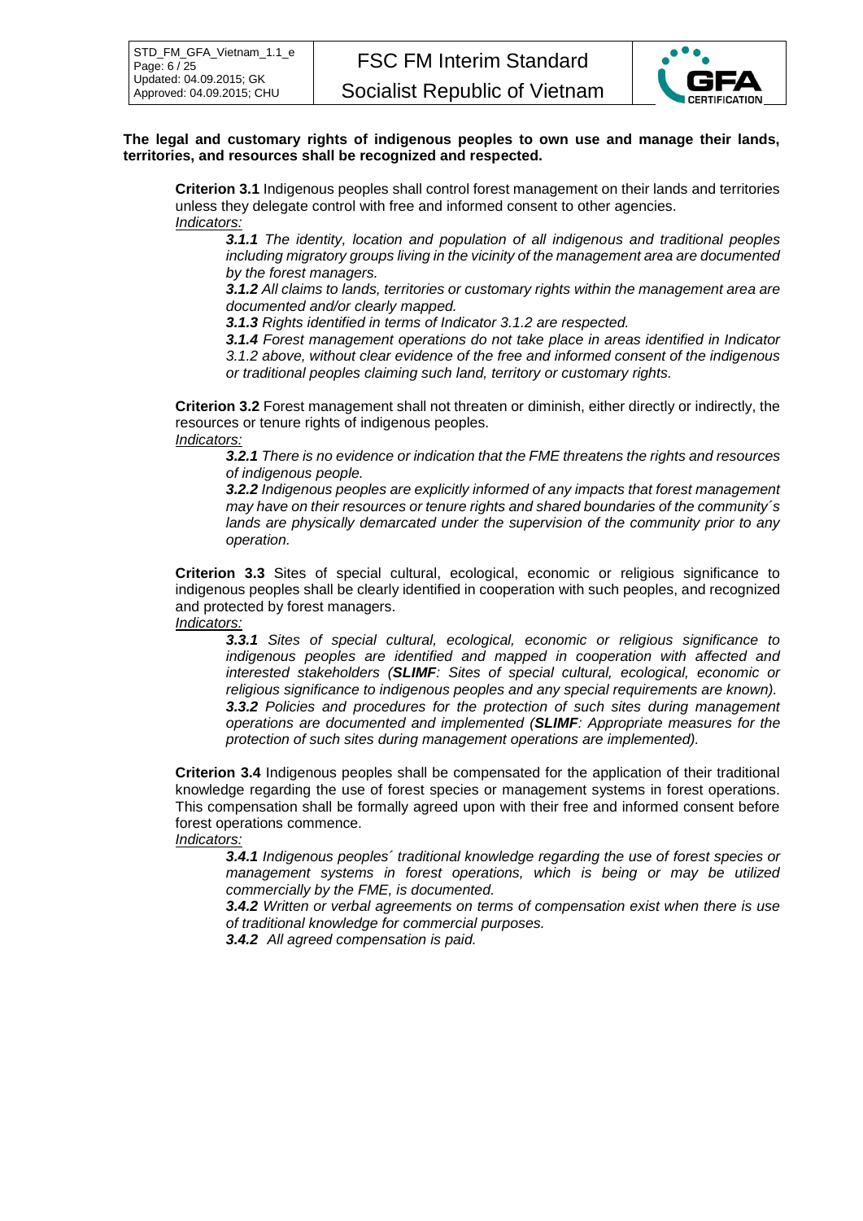**The legal and customary rights of indigenous peoples to own use and manage their lands, territories, and resources shall be recognized and respected.**

**Criterion 3.1** Indigenous peoples shall control forest management on their lands and territories unless they delegate control with free and informed consent to other agencies.

Indicators:

***3.1.1*** *The identity, location and population of all indigenous and traditional peoples including migratory groups living in the vicinity of the management area are documented by the forest managers.*

***3.1.2*** *All claims to lands, territories or customary rights within the management area are documented and/or clearly mapped.*

***3.1.3*** *Rights identified in terms of Indicator 3.1.2 are respected.*

***3.1.4*** *Forest management operations do not take place in areas identified in Indicator 3.1.2 above, without clear evidence of the free and informed consent of the indigenous or traditional peoples claiming such land, territory or customary rights.*

**Criterion 3.2** Forest management shall not threaten or diminish, either directly or indirectly, the resources or tenure rights of indigenous peoples.

Indicators:

***3.2.1*** *There is no evidence or indication that the FME threatens the rights and resources of indigenous people.*

***3.2.2*** *Indigenous peoples are explicitly informed of any impacts that forest management may have on their resources or tenure rights and shared boundaries of the community´s lands are physically demarcated under the supervision of the community prior to any operation.*

**Criterion 3.3** Sites of special cultural, ecological, economic or religious significance to indigenous peoples shall be clearly identified in cooperation with such peoples, and recognized and protected by forest managers.

Indicators:

***3.3.1*** *Sites of special cultural, ecological, economic or religious significance to indigenous peoples are identified and mapped in cooperation with affected and interested stakeholders (**SLIMF**: Sites of special cultural, ecological, economic or religious significance to indigenous peoples and any special requirements are known).*

***3.3.2*** *Policies and procedures for the protection of such sites during management operations are documented and implemented (**SLIMF**: Appropriate measures for the protection of such sites during management operations are implemented).*

**Criterion 3.4** Indigenous peoples shall be compensated for the application of their traditional knowledge regarding the use of forest species or management systems in forest operations. This compensation shall be formally agreed upon with their free and informed consent before forest operations commence.

Indicators:

***3.4.1*** *Indigenous peoples´ traditional knowledge regarding the use of forest species or management systems in forest operations, which is being or may be utilized commercially by the FME, is documented.*

***3.4.2*** *Written or verbal agreements on terms of compensation exist when there is use of traditional knowledge for commercial purposes.*

***3.4.2*** *All agreed compensation is paid.*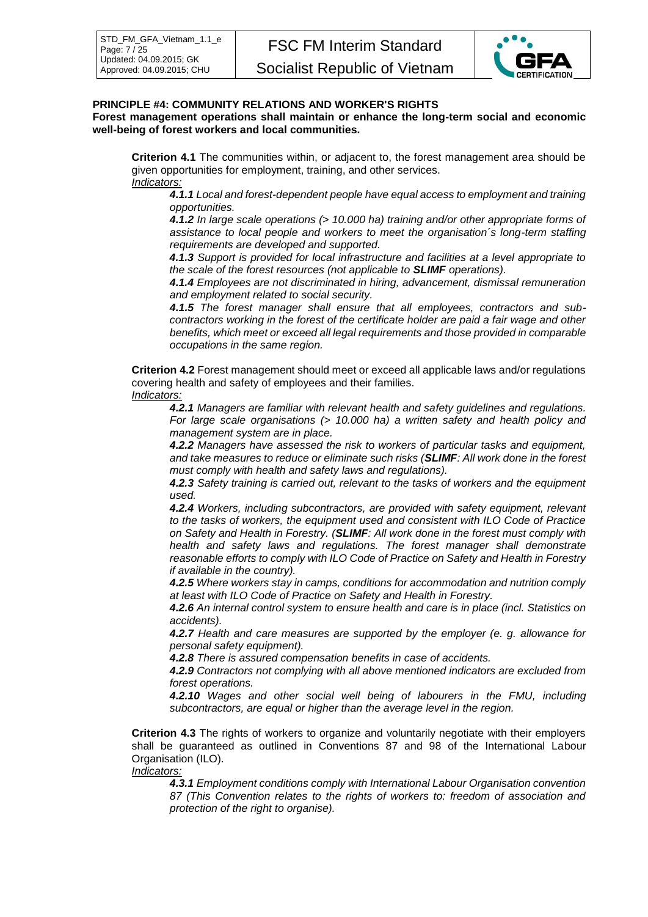**PRINCIPLE #4: COMMUNITY RELATIONS AND WORKER'S RIGHTS**

**Forest management operations shall maintain or enhance the long-term social and economic well-being of forest workers and local communities.**

**Criterion 4.1** The communities within, or adjacent to, the forest management area should be given opportunities for employment, training, and other services.

_Indicators:_

***4.1.1*** *Local and forest-dependent people have equal access to employment and training opportunities.*

***4.1.2*** *In large scale operations (> 10.000 ha) training and/or other appropriate forms of assistance to local people and workers to meet the organisation´s long-term staffing requirements are developed and supported.*

***4.1.3*** *Support is provided for local infrastructure and facilities at a level appropriate to the scale of the forest resources (not applicable to **SLIMF** operations).*

***4.1.4*** *Employees are not discriminated in hiring, advancement, dismissal remuneration and employment related to social security.*

***4.1.5*** *The forest manager shall ensure that all employees, contractors and sub-contractors working in the forest of the certificate holder are paid a fair wage and other benefits, which meet or exceed all legal requirements and those provided in comparable occupations in the same region.*

**Criterion 4.2** Forest management should meet or exceed all applicable laws and/or regulations covering health and safety of employees and their families.

_Indicators:_

***4.2.1*** *Managers are familiar with relevant health and safety guidelines and regulations. For large scale organisations (> 10.000 ha) a written safety and health policy and management system are in place.*

***4.2.2*** *Managers have assessed the risk to workers of particular tasks and equipment, and take measures to reduce or eliminate such risks (**SLIMF**: All work done in the forest must comply with health and safety laws and regulations).*

***4.2.3*** *Safety training is carried out, relevant to the tasks of workers and the equipment used.*

***4.2.4*** *Workers, including subcontractors, are provided with safety equipment, relevant to the tasks of workers, the equipment used and consistent with ILO Code of Practice on Safety and Health in Forestry. (**SLIMF**: All work done in the forest must comply with health and safety laws and regulations. The forest manager shall demonstrate reasonable efforts to comply with ILO Code of Practice on Safety and Health in Forestry if available in the country).*

***4.2.5*** *Where workers stay in camps, conditions for accommodation and nutrition comply at least with ILO Code of Practice on Safety and Health in Forestry.*

***4.2.6*** *An internal control system to ensure health and care is in place (incl. Statistics on accidents).*

***4.2.7*** *Health and care measures are supported by the employer (e. g. allowance for personal safety equipment).*

***4.2.8*** *There is assured compensation benefits in case of accidents.*

***4.2.9*** *Contractors not complying with all above mentioned indicators are excluded from forest operations.*

***4.2.10*** *Wages and other social well being of labourers in the FMU, including subcontractors, are equal or higher than the average level in the region.*

**Criterion 4.3** The rights of workers to organize and voluntarily negotiate with their employers shall be guaranteed as outlined in Conventions 87 and 98 of the International Labour Organisation (ILO).

_Indicators:_

***4.3.1*** *Employment conditions comply with International Labour Organisation convention 87 (This Convention relates to the rights of workers to: freedom of association and protection of the right to organise).*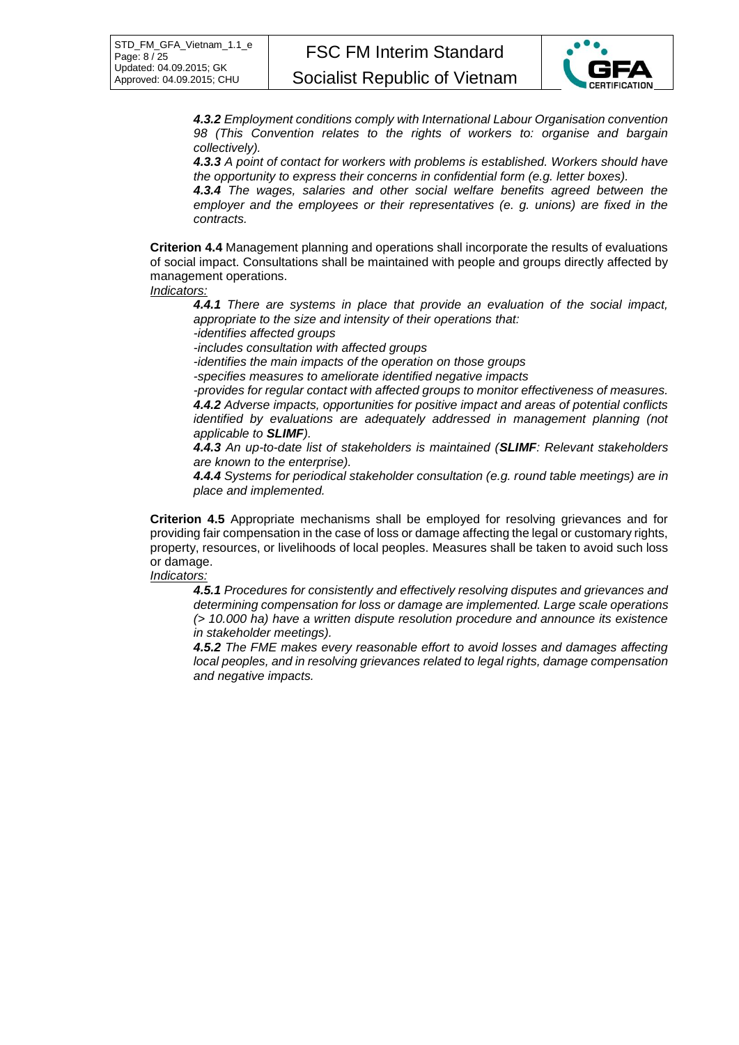***4.3.2** Employment conditions comply with International Labour Organisation convention 98 (This Convention relates to the rights of workers to: organise and bargain collectively).*

***4.3.3** A point of contact for workers with problems is established. Workers should have the opportunity to express their concerns in confidential form (e.g. letter boxes).*

***4.3.4** The wages, salaries and other social welfare benefits agreed between the employer and the employees or their representatives (e. g. unions) are fixed in the contracts.*

**Criterion 4.4** Management planning and operations shall incorporate the results of evaluations of social impact. Consultations shall be maintained with people and groups directly affected by management operations.

<u>*Indicators:*</u>

***4.4.1** There are systems in place that provide an evaluation of the social impact, appropriate to the size and intensity of their operations that:*

*-identifies affected groups*

*-includes consultation with affected groups*

*-identifies the main impacts of the operation on those groups*

*-specifies measures to ameliorate identified negative impacts*

*-provides for regular contact with affected groups to monitor effectiveness of measures.*

***4.4.2** Adverse impacts, opportunities for positive impact and areas of potential conflicts identified by evaluations are adequately addressed in management planning (not applicable to **SLIMF**).*

***4.4.3** An up-to-date list of stakeholders is maintained (**SLIMF**: Relevant stakeholders are known to the enterprise).*

***4.4.4** Systems for periodical stakeholder consultation (e.g. round table meetings) are in place and implemented.*

**Criterion 4.5** Appropriate mechanisms shall be employed for resolving grievances and for providing fair compensation in the case of loss or damage affecting the legal or customary rights, property, resources, or livelihoods of local peoples. Measures shall be taken to avoid such loss or damage.

<u>*Indicators:*</u>

***4.5.1** Procedures for consistently and effectively resolving disputes and grievances and determining compensation for loss or damage are implemented. Large scale operations (> 10.000 ha) have a written dispute resolution procedure and announce its existence in stakeholder meetings).*

***4.5.2** The FME makes every reasonable effort to avoid losses and damages affecting local peoples, and in resolving grievances related to legal rights, damage compensation and negative impacts.*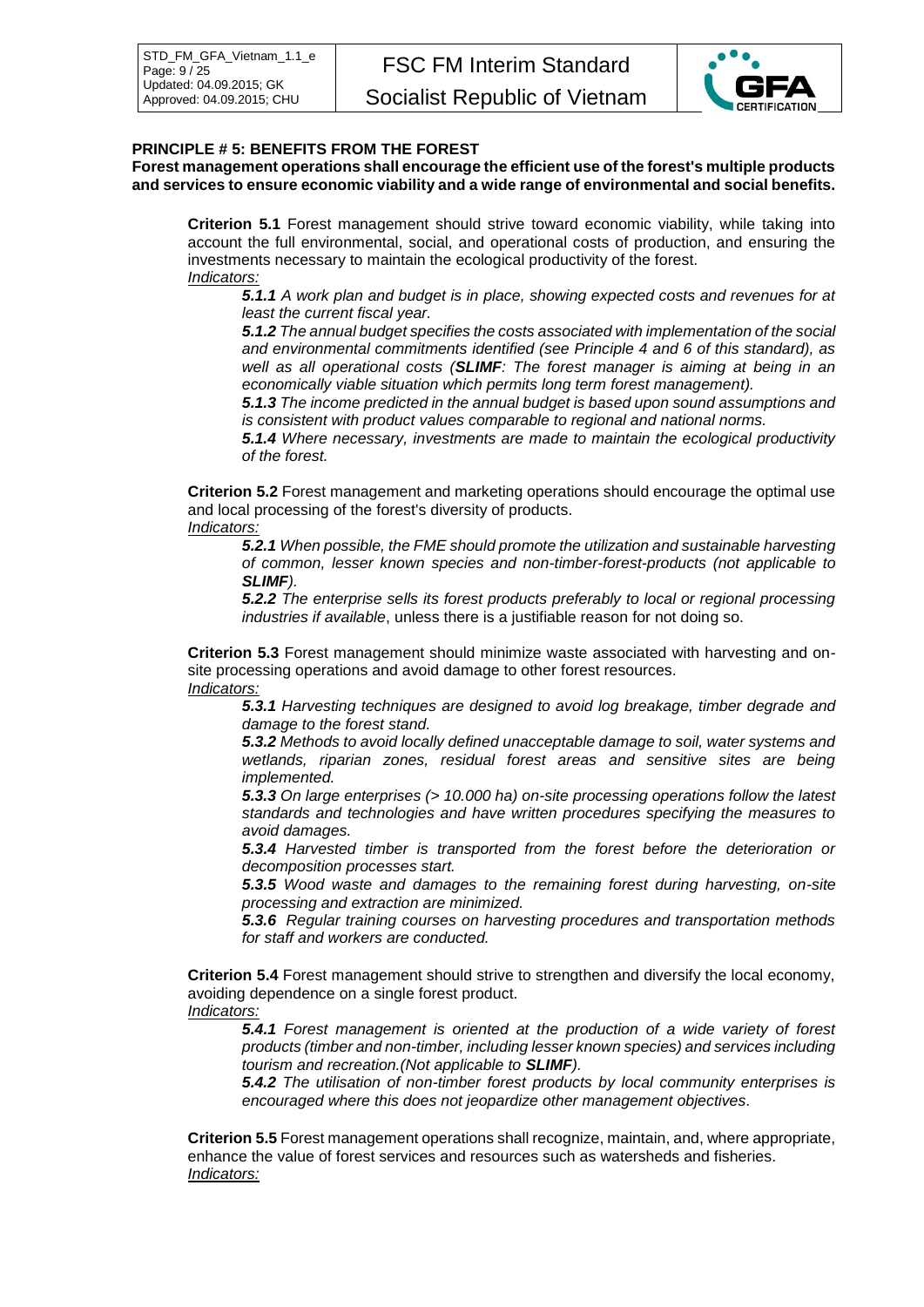**PRINCIPLE # 5: BENEFITS FROM THE FOREST**

**Forest management operations shall encourage the efficient use of the forest's multiple products and services to ensure economic viability and a wide range of environmental and social benefits.**

**Criterion 5.1** Forest management should strive toward economic viability, while taking into account the full environmental, social, and operational costs of production, and ensuring the investments necessary to maintain the ecological productivity of the forest.

*Indicators:*

***5.1.1*** *A work plan and budget is in place, showing expected costs and revenues for at least the current fiscal year.*

***5.1.2*** *The annual budget specifies the costs associated with implementation of the social and environmental commitments identified (see Principle 4 and 6 of this standard), as well as all operational costs (****SLIMF****: The forest manager is aiming at being in an economically viable situation which permits long term forest management).*

***5.1.3*** *The income predicted in the annual budget is based upon sound assumptions and is consistent with product values comparable to regional and national norms.*

***5.1.4*** *Where necessary, investments are made to maintain the ecological productivity of the forest.*

**Criterion 5.2** Forest management and marketing operations should encourage the optimal use and local processing of the forest's diversity of products.

*Indicators:*

***5.2.1*** *When possible, the FME should promote the utilization and sustainable harvesting of common, lesser known species and non-timber-forest-products (not applicable to* ***SLIMF****).*

***5.2.2*** *The enterprise sells its forest products preferably to local or regional processing industries if available*, unless there is a justifiable reason for not doing so.

**Criterion 5.3** Forest management should minimize waste associated with harvesting and on-site processing operations and avoid damage to other forest resources.

*Indicators:*

***5.3.1*** *Harvesting techniques are designed to avoid log breakage, timber degrade and damage to the forest stand.*

***5.3.2*** *Methods to avoid locally defined unacceptable damage to soil, water systems and wetlands, riparian zones, residual forest areas and sensitive sites are being implemented.*

***5.3.3*** *On large enterprises (> 10.000 ha) on-site processing operations follow the latest standards and technologies and have written procedures specifying the measures to avoid damages.*

***5.3.4*** *Harvested timber is transported from the forest before the deterioration or decomposition processes start.*

***5.3.5*** *Wood waste and damages to the remaining forest during harvesting, on-site processing and extraction are minimized.*

***5.3.6*** *Regular training courses on harvesting procedures and transportation methods for staff and workers are conducted.*

**Criterion 5.4** Forest management should strive to strengthen and diversify the local economy, avoiding dependence on a single forest product.

*Indicators:*

***5.4.1*** *Forest management is oriented at the production of a wide variety of forest products (timber and non-timber, including lesser known species) and services including tourism and recreation.(Not applicable to* ***SLIMF****).*

***5.4.2*** *The utilisation of non-timber forest products by local community enterprises is encouraged where this does not jeopardize other management objectives*.

**Criterion 5.5** Forest management operations shall recognize, maintain, and, where appropriate, enhance the value of forest services and resources such as watersheds and fisheries.

*Indicators:*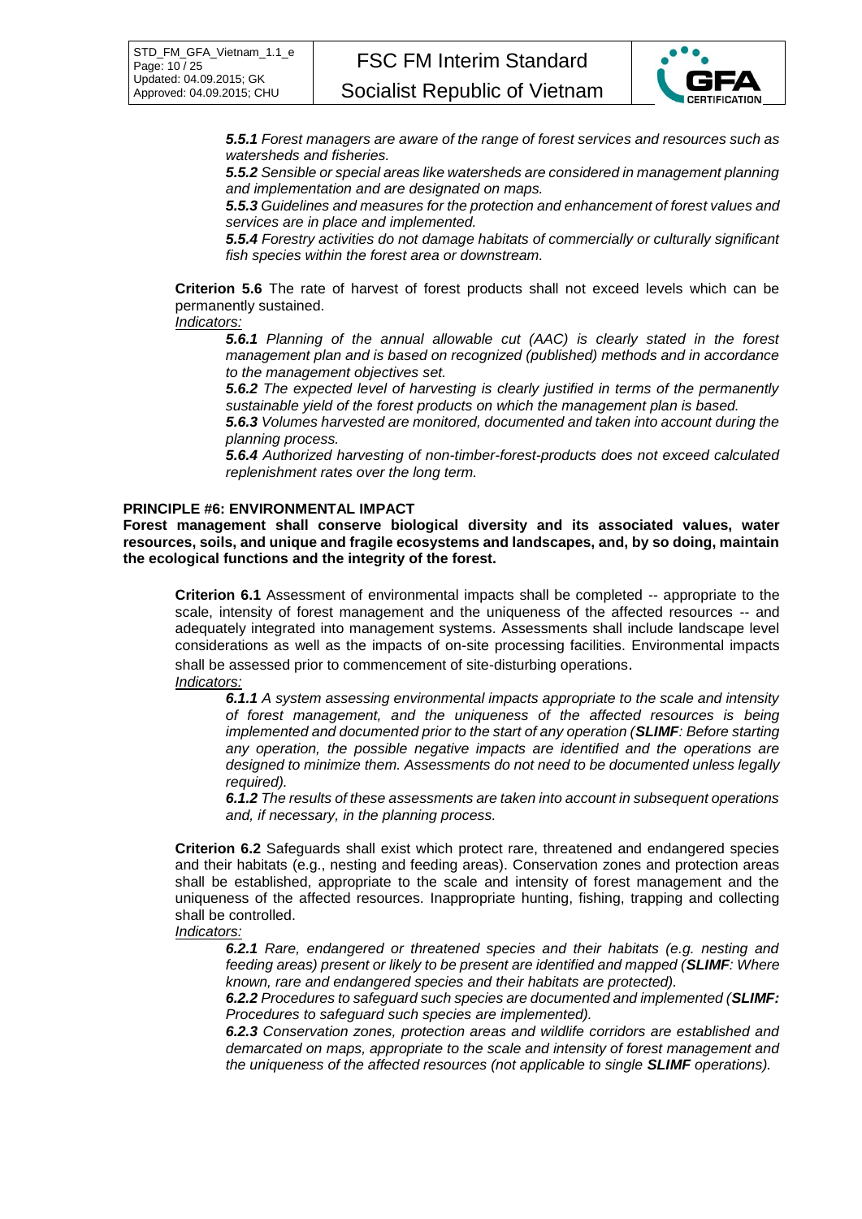*__5.5.1__ Forest managers are aware of the range of forest services and resources such as watersheds and fisheries.*

*__5.5.2__ Sensible or special areas like watersheds are considered in management planning and implementation and are designated on maps.*

*__5.5.3__ Guidelines and measures for the protection and enhancement of forest values and services are in place and implemented.*

*__5.5.4__ Forestry activities do not damage habitats of commercially or culturally significant fish species within the forest area or downstream.*

**Criterion 5.6** The rate of harvest of forest products shall not exceed levels which can be permanently sustained.

*Indicators:*

*__5.6.1__ Planning of the annual allowable cut (AAC) is clearly stated in the forest management plan and is based on recognized (published) methods and in accordance to the management objectives set.*

*__5.6.2__ The expected level of harvesting is clearly justified in terms of the permanently sustainable yield of the forest products on which the management plan is based.*

*__5.6.3__ Volumes harvested are monitored, documented and taken into account during the planning process.*

*__5.6.4__ Authorized harvesting of non-timber-forest-products does not exceed calculated replenishment rates over the long term.*

**PRINCIPLE #6: ENVIRONMENTAL IMPACT**

**Forest management shall conserve biological diversity and its associated values, water resources, soils, and unique and fragile ecosystems and landscapes, and, by so doing, maintain the ecological functions and the integrity of the forest.**

**Criterion 6.1** Assessment of environmental impacts shall be completed -- appropriate to the scale, intensity of forest management and the uniqueness of the affected resources -- and adequately integrated into management systems. Assessments shall include landscape level considerations as well as the impacts of on-site processing facilities. Environmental impacts shall be assessed prior to commencement of site-disturbing operations.

*Indicators:*

*__6.1.1__ A system assessing environmental impacts appropriate to the scale and intensity of forest management, and the uniqueness of the affected resources is being implemented and documented prior to the start of any operation (__SLIMF__: Before starting any operation, the possible negative impacts are identified and the operations are designed to minimize them. Assessments do not need to be documented unless legally required).*

*__6.1.2__ The results of these assessments are taken into account in subsequent operations and, if necessary, in the planning process.*

**Criterion 6.2** Safeguards shall exist which protect rare, threatened and endangered species and their habitats (e.g., nesting and feeding areas). Conservation zones and protection areas shall be established, appropriate to the scale and intensity of forest management and the uniqueness of the affected resources. Inappropriate hunting, fishing, trapping and collecting shall be controlled.

*Indicators:*

*__6.2.1__ Rare, endangered or threatened species and their habitats (e.g. nesting and feeding areas) present or likely to be present are identified and mapped (__SLIMF__: Where known, rare and endangered species and their habitats are protected).*

*__6.2.2__ Procedures to safeguard such species are documented and implemented (__SLIMF:__ Procedures to safeguard such species are implemented).*

*__6.2.3__ Conservation zones, protection areas and wildlife corridors are established and demarcated on maps, appropriate to the scale and intensity of forest management and the uniqueness of the affected resources (not applicable to single __SLIMF__ operations).*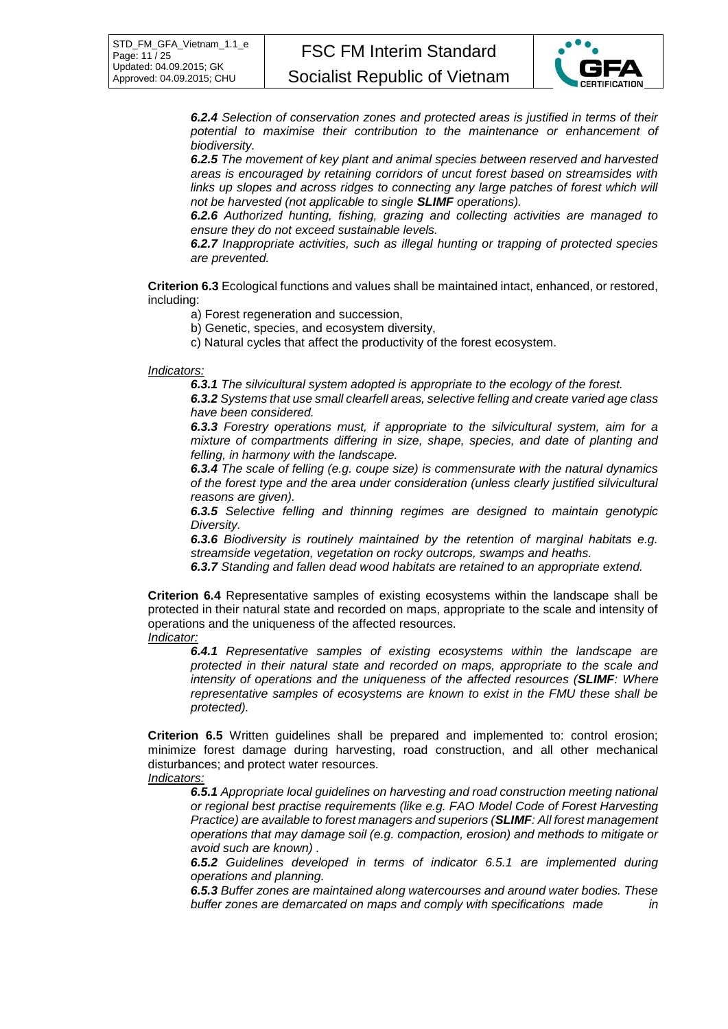*__6.2.4__ Selection of conservation zones and protected areas is justified in terms of their potential to maximise their contribution to the maintenance or enhancement of biodiversity.*

*__6.2.5__ The movement of key plant and animal species between reserved and harvested areas is encouraged by retaining corridors of uncut forest based on streamsides with links up slopes and across ridges to connecting any large patches of forest which will not be harvested (not applicable to single __SLIMF__ operations).*

*__6.2.6__ Authorized hunting, fishing, grazing and collecting activities are managed to ensure they do not exceed sustainable levels.*

*__6.2.7__ Inappropriate activities, such as illegal hunting or trapping of protected species are prevented.*

**Criterion 6.3** Ecological functions and values shall be maintained intact, enhanced, or restored, including:

a) Forest regeneration and succession,

b) Genetic, species, and ecosystem diversity,

c) Natural cycles that affect the productivity of the forest ecosystem.

*Indicators:*

*__6.3.1__ The silvicultural system adopted is appropriate to the ecology of the forest.*

*__6.3.2__ Systems that use small clearfell areas, selective felling and create varied age class have been considered.*

*__6.3.3__ Forestry operations must, if appropriate to the silvicultural system, aim for a mixture of compartments differing in size, shape, species, and date of planting and felling, in harmony with the landscape.*

*__6.3.4__ The scale of felling (e.g. coupe size) is commensurate with the natural dynamics of the forest type and the area under consideration (unless clearly justified silvicultural reasons are given).*

*__6.3.5__ Selective felling and thinning regimes are designed to maintain genotypic Diversity.*

*__6.3.6__ Biodiversity is routinely maintained by the retention of marginal habitats e.g. streamside vegetation, vegetation on rocky outcrops, swamps and heaths.*

*__6.3.7__ Standing and fallen dead wood habitats are retained to an appropriate extend.*

**Criterion 6.4** Representative samples of existing ecosystems within the landscape shall be protected in their natural state and recorded on maps, appropriate to the scale and intensity of operations and the uniqueness of the affected resources.

*Indicator:*

*__6.4.1__ Representative samples of existing ecosystems within the landscape are protected in their natural state and recorded on maps, appropriate to the scale and intensity of operations and the uniqueness of the affected resources (__SLIMF__: Where representative samples of ecosystems are known to exist in the FMU these shall be protected).*

**Criterion 6.5** Written guidelines shall be prepared and implemented to: control erosion; minimize forest damage during harvesting, road construction, and all other mechanical disturbances; and protect water resources.

*Indicators:*

*__6.5.1__ Appropriate local guidelines on harvesting and road construction meeting national or regional best practise requirements (like e.g. FAO Model Code of Forest Harvesting Practice) are available to forest managers and superiors (__SLIMF__: All forest management operations that may damage soil (e.g. compaction, erosion) and methods to mitigate or avoid such are known) .*

*__6.5.2__ Guidelines developed in terms of indicator 6.5.1 are implemented during operations and planning.*

*__6.5.3__ Buffer zones are maintained along watercourses and around water bodies. These buffer zones are demarcated on maps and comply with specifications made in*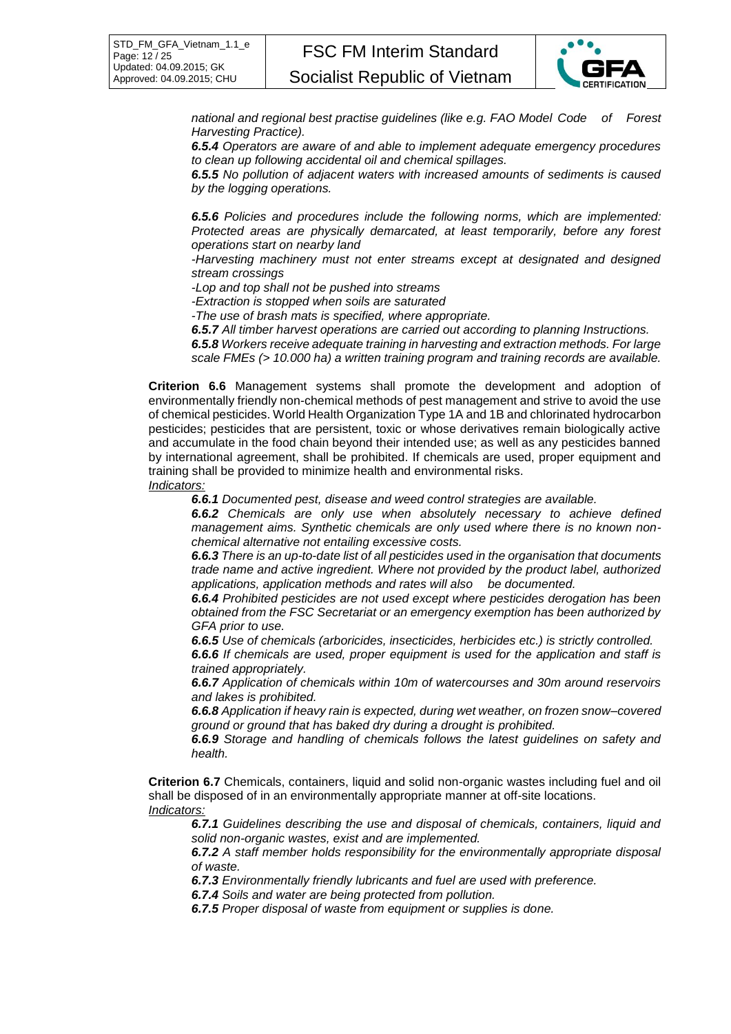*national and regional best practise guidelines (like e.g. FAO Model Code of Forest Harvesting Practice).*

***6.5.4*** *Operators are aware of and able to implement adequate emergency procedures to clean up following accidental oil and chemical spillages.*

***6.5.5*** *No pollution of adjacent waters with increased amounts of sediments is caused by the logging operations.*

***6.5.6*** *Policies and procedures include the following norms, which are implemented: Protected areas are physically demarcated, at least temporarily, before any forest operations start on nearby land*

*-Harvesting machinery must not enter streams except at designated and designed stream crossings*

*-Lop and top shall not be pushed into streams*

*-Extraction is stopped when soils are saturated*

*-The use of brash mats is specified, where appropriate.*

***6.5.7*** *All timber harvest operations are carried out according to planning Instructions.*

***6.5.8*** *Workers receive adequate training in harvesting and extraction methods. For large scale FMEs (> 10.000 ha) a written training program and training records are available.*

**Criterion 6.6** Management systems shall promote the development and adoption of environmentally friendly non-chemical methods of pest management and strive to avoid the use of chemical pesticides. World Health Organization Type 1A and 1B and chlorinated hydrocarbon pesticides; pesticides that are persistent, toxic or whose derivatives remain biologically active and accumulate in the food chain beyond their intended use; as well as any pesticides banned by international agreement, shall be prohibited. If chemicals are used, proper equipment and training shall be provided to minimize health and environmental risks.

*Indicators:*

***6.6.1*** *Documented pest, disease and weed control strategies are available.*

***6.6.2*** *Chemicals are only use when absolutely necessary to achieve defined management aims. Synthetic chemicals are only used where there is no known non-chemical alternative not entailing excessive costs.*

***6.6.3*** *There is an up-to-date list of all pesticides used in the organisation that documents trade name and active ingredient. Where not provided by the product label, authorized applications, application methods and rates will also be documented.*

***6.6.4*** *Prohibited pesticides are not used except where pesticides derogation has been obtained from the FSC Secretariat or an emergency exemption has been authorized by GFA prior to use.*

***6.6.5*** *Use of chemicals (arboricides, insecticides, herbicides etc.) is strictly controlled.*

***6.6.6*** *If chemicals are used, proper equipment is used for the application and staff is trained appropriately.*

***6.6.7*** *Application of chemicals within 10m of watercourses and 30m around reservoirs and lakes is prohibited.*

***6.6.8*** *Application if heavy rain is expected, during wet weather, on frozen snow–covered ground or ground that has baked dry during a drought is prohibited.*

***6.6.9*** *Storage and handling of chemicals follows the latest guidelines on safety and health.*

**Criterion 6.7** Chemicals, containers, liquid and solid non-organic wastes including fuel and oil shall be disposed of in an environmentally appropriate manner at off-site locations.

*Indicators:*

***6.7.1*** *Guidelines describing the use and disposal of chemicals, containers, liquid and solid non-organic wastes, exist and are implemented.*

***6.7.2*** *A staff member holds responsibility for the environmentally appropriate disposal of waste.*

***6.7.3*** *Environmentally friendly lubricants and fuel are used with preference.*

***6.7.4*** *Soils and water are being protected from pollution.*

***6.7.5*** *Proper disposal of waste from equipment or supplies is done.*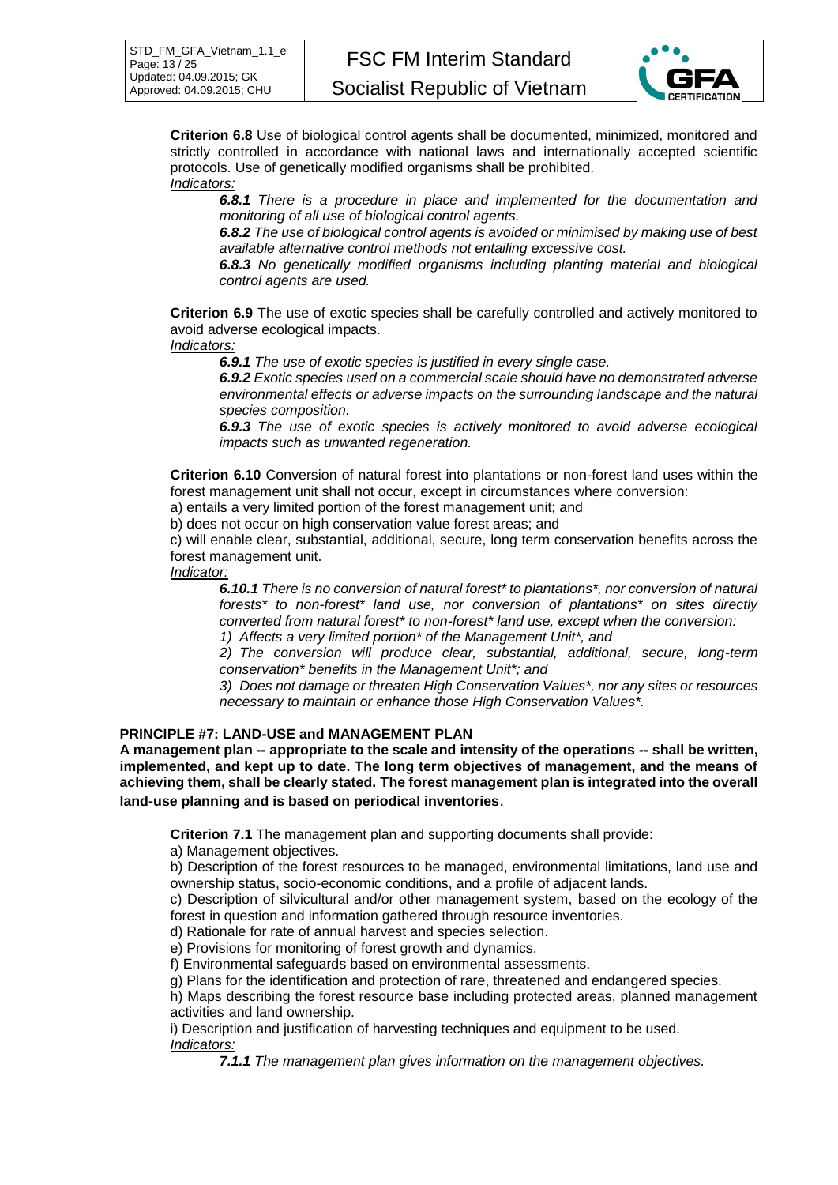**Criterion 6.8** Use of biological control agents shall be documented, minimized, monitored and strictly controlled in accordance with national laws and internationally accepted scientific protocols. Use of genetically modified organisms shall be prohibited.

*Indicators:*

> ***6.8.1*** *There is a procedure in place and implemented for the documentation and monitoring of all use of biological control agents.*
>
> ***6.8.2*** *The use of biological control agents is avoided or minimised by making use of best available alternative control methods not entailing excessive cost.*
>
> ***6.8.3*** *No genetically modified organisms including planting material and biological control agents are used.*

**Criterion 6.9** The use of exotic species shall be carefully controlled and actively monitored to avoid adverse ecological impacts.

*Indicators:*

> ***6.9.1*** *The use of exotic species is justified in every single case.*
>
> ***6.9.2*** *Exotic species used on a commercial scale should have no demonstrated adverse environmental effects or adverse impacts on the surrounding landscape and the natural species composition.*
>
> ***6.9.3*** *The use of exotic species is actively monitored to avoid adverse ecological impacts such as unwanted regeneration.*

**Criterion 6.10** Conversion of natural forest into plantations or non-forest land uses within the forest management unit shall not occur, except in circumstances where conversion:

a) entails a very limited portion of the forest management unit; and

b) does not occur on high conservation value forest areas; and

c) will enable clear, substantial, additional, secure, long term conservation benefits across the forest management unit.

*Indicator:*

> ***6.10.1*** *There is no conversion of natural forest* to plantations*, nor conversion of natural forests* to non-forest* land use, nor conversion of plantations* on sites directly converted from natural forest* to non-forest* land use, except when the conversion:*
>
> *1) Affects a very limited portion* of the Management Unit*, and*
>
> *2) The conversion will produce clear, substantial, additional, secure, long-term conservation* benefits in the Management Unit*; and*
>
> *3) Does not damage or threaten High Conservation Values*, nor any sites or resources necessary to maintain or enhance those High Conservation Values*.*

## PRINCIPLE #7: LAND-USE and MANAGEMENT PLAN

**A management plan -- appropriate to the scale and intensity of the operations -- shall be written, implemented, and kept up to date. The long term objectives of management, and the means of achieving them, shall be clearly stated. The forest management plan is integrated into the overall land-use planning and is based on periodical inventories.**

**Criterion 7.1** The management plan and supporting documents shall provide:

a) Management objectives.

b) Description of the forest resources to be managed, environmental limitations, land use and ownership status, socio-economic conditions, and a profile of adjacent lands.

c) Description of silvicultural and/or other management system, based on the ecology of the forest in question and information gathered through resource inventories.

d) Rationale for rate of annual harvest and species selection.

e) Provisions for monitoring of forest growth and dynamics.

f) Environmental safeguards based on environmental assessments.

g) Plans for the identification and protection of rare, threatened and endangered species.

h) Maps describing the forest resource base including protected areas, planned management activities and land ownership.

i) Description and justification of harvesting techniques and equipment to be used.

*Indicators:*

> ***7.1.1*** *The management plan gives information on the management objectives.*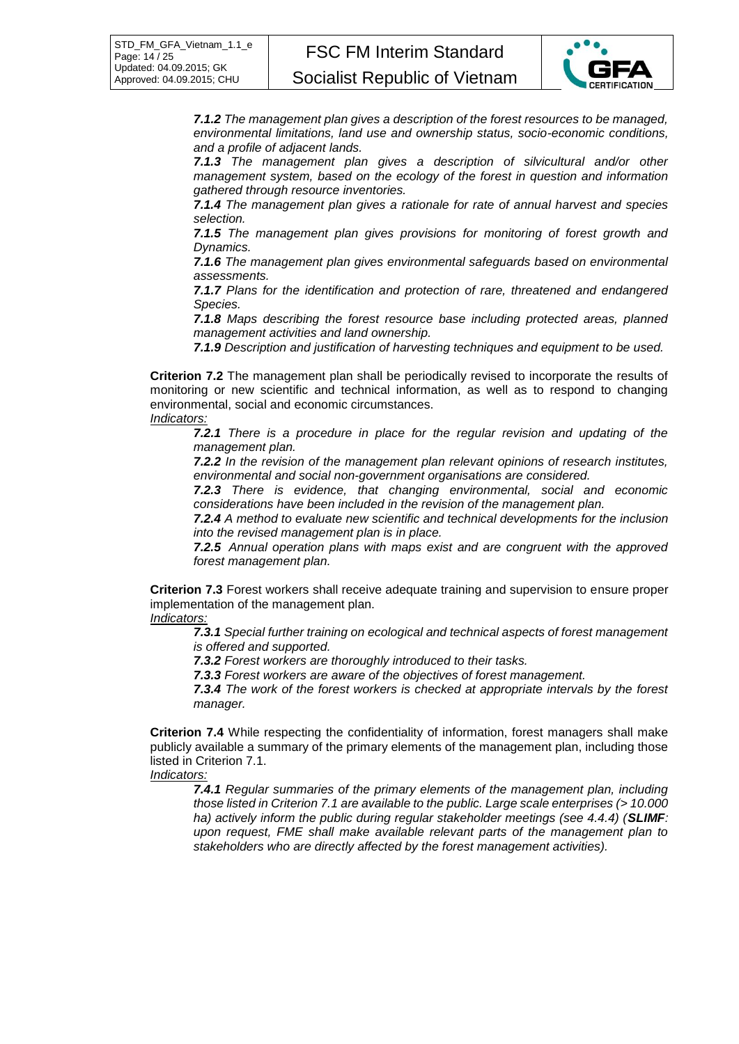*__7.1.2__ The management plan gives a description of the forest resources to be managed, environmental limitations, land use and ownership status, socio-economic conditions, and a profile of adjacent lands.*

*__7.1.3__ The management plan gives a description of silvicultural and/or other management system, based on the ecology of the forest in question and information gathered through resource inventories.*

*__7.1.4__ The management plan gives a rationale for rate of annual harvest and species selection.*

*__7.1.5__ The management plan gives provisions for monitoring of forest growth and Dynamics.*

*__7.1.6__ The management plan gives environmental safeguards based on environmental assessments.*

*__7.1.7__ Plans for the identification and protection of rare, threatened and endangered Species.*

*__7.1.8__ Maps describing the forest resource base including protected areas, planned management activities and land ownership.*

*__7.1.9__ Description and justification of harvesting techniques and equipment to be used.*

**Criterion 7.2** The management plan shall be periodically revised to incorporate the results of monitoring or new scientific and technical information, as well as to respond to changing environmental, social and economic circumstances.

*Indicators:*

*__7.2.1__ There is a procedure in place for the regular revision and updating of the management plan.*

*__7.2.2__ In the revision of the management plan relevant opinions of research institutes, environmental and social non-government organisations are considered.*

*__7.2.3__ There is evidence, that changing environmental, social and economic considerations have been included in the revision of the management plan.*

*__7.2.4__ A method to evaluate new scientific and technical developments for the inclusion into the revised management plan is in place.*

*__7.2.5__ Annual operation plans with maps exist and are congruent with the approved forest management plan.*

**Criterion 7.3** Forest workers shall receive adequate training and supervision to ensure proper implementation of the management plan.

*Indicators:*

*__7.3.1__ Special further training on ecological and technical aspects of forest management is offered and supported.*

*__7.3.2__ Forest workers are thoroughly introduced to their tasks.*

*__7.3.3__ Forest workers are aware of the objectives of forest management.*

*__7.3.4__ The work of the forest workers is checked at appropriate intervals by the forest manager.*

**Criterion 7.4** While respecting the confidentiality of information, forest managers shall make publicly available a summary of the primary elements of the management plan, including those listed in Criterion 7.1.

*Indicators:*

*__7.4.1__ Regular summaries of the primary elements of the management plan, including those listed in Criterion 7.1 are available to the public. Large scale enterprises (> 10.000 ha) actively inform the public during regular stakeholder meetings (see 4.4.4) (__SLIMF__: upon request, FME shall make available relevant parts of the management plan to stakeholders who are directly affected by the forest management activities).*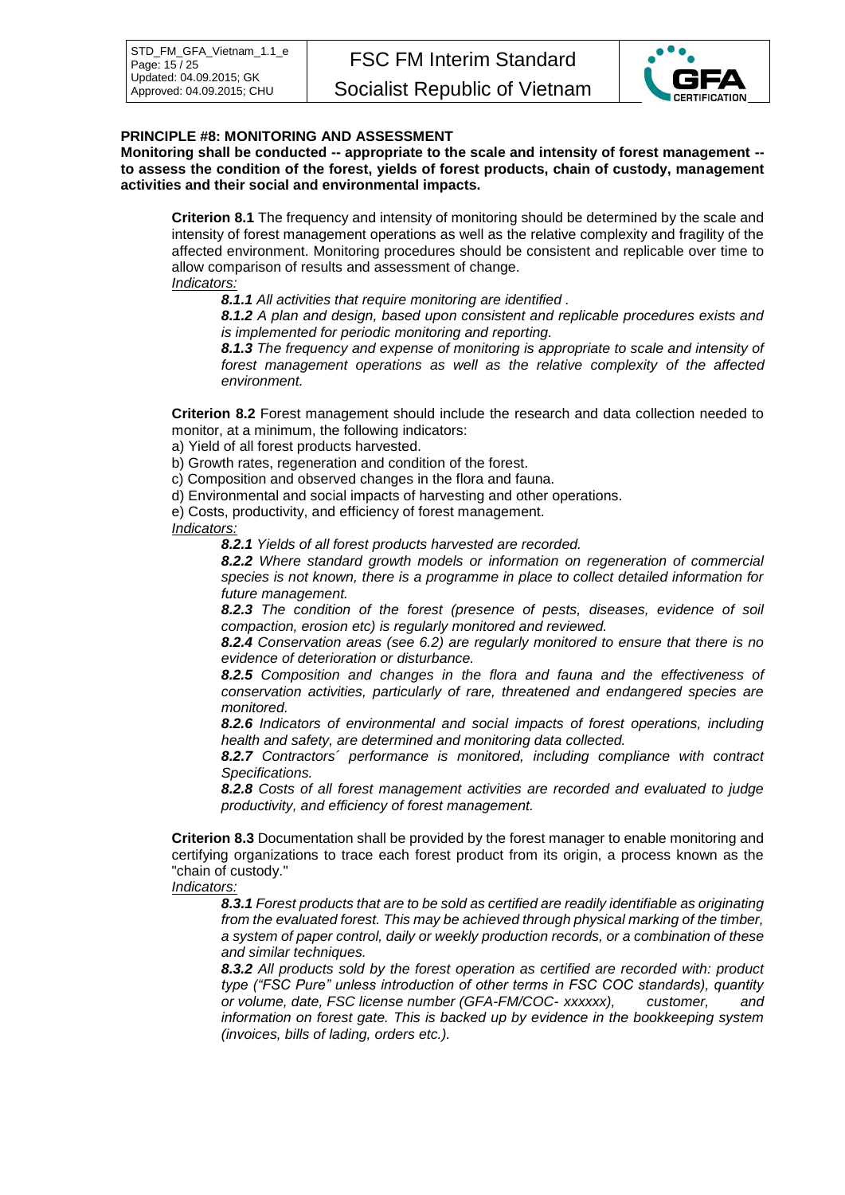**PRINCIPLE #8: MONITORING AND ASSESSMENT**

**Monitoring shall be conducted -- appropriate to the scale and intensity of forest management -- to assess the condition of the forest, yields of forest products, chain of custody, management activities and their social and environmental impacts.**

**Criterion 8.1** The frequency and intensity of monitoring should be determined by the scale and intensity of forest management operations as well as the relative complexity and fragility of the affected environment. Monitoring procedures should be consistent and replicable over time to allow comparison of results and assessment of change.

*Indicators:*

***8.1.1*** *All activities that require monitoring are identified .*

***8.1.2*** *A plan and design, based upon consistent and replicable procedures exists and is implemented for periodic monitoring and reporting.*

***8.1.3*** *The frequency and expense of monitoring is appropriate to scale and intensity of forest management operations as well as the relative complexity of the affected environment.*

**Criterion 8.2** Forest management should include the research and data collection needed to monitor, at a minimum, the following indicators:

a) Yield of all forest products harvested.
b) Growth rates, regeneration and condition of the forest.
c) Composition and observed changes in the flora and fauna.
d) Environmental and social impacts of harvesting and other operations.
e) Costs, productivity, and efficiency of forest management.

*Indicators:*

***8.2.1*** *Yields of all forest products harvested are recorded.*

***8.2.2*** *Where standard growth models or information on regeneration of commercial species is not known, there is a programme in place to collect detailed information for future management.*

***8.2.3*** *The condition of the forest (presence of pests, diseases, evidence of soil compaction, erosion etc) is regularly monitored and reviewed.*

***8.2.4*** *Conservation areas (see 6.2) are regularly monitored to ensure that there is no evidence of deterioration or disturbance.*

***8.2.5*** *Composition and changes in the flora and fauna and the effectiveness of conservation activities, particularly of rare, threatened and endangered species are monitored.*

***8.2.6*** *Indicators of environmental and social impacts of forest operations, including health and safety, are determined and monitoring data collected.*

***8.2.7*** *Contractors´ performance is monitored, including compliance with contract Specifications.*

***8.2.8*** *Costs of all forest management activities are recorded and evaluated to judge productivity, and efficiency of forest management.*

**Criterion 8.3** Documentation shall be provided by the forest manager to enable monitoring and certifying organizations to trace each forest product from its origin, a process known as the "chain of custody."

*Indicators:*

***8.3.1*** *Forest products that are to be sold as certified are readily identifiable as originating from the evaluated forest. This may be achieved through physical marking of the timber, a system of paper control, daily or weekly production records, or a combination of these and similar techniques.*

***8.3.2*** *All products sold by the forest operation as certified are recorded with: product type ("FSC Pure" unless introduction of other terms in FSC COC standards), quantity or volume, date, FSC license number (GFA-FM/COC- xxxxxx), customer, and information on forest gate. This is backed up by evidence in the bookkeeping system (invoices, bills of lading, orders etc.).*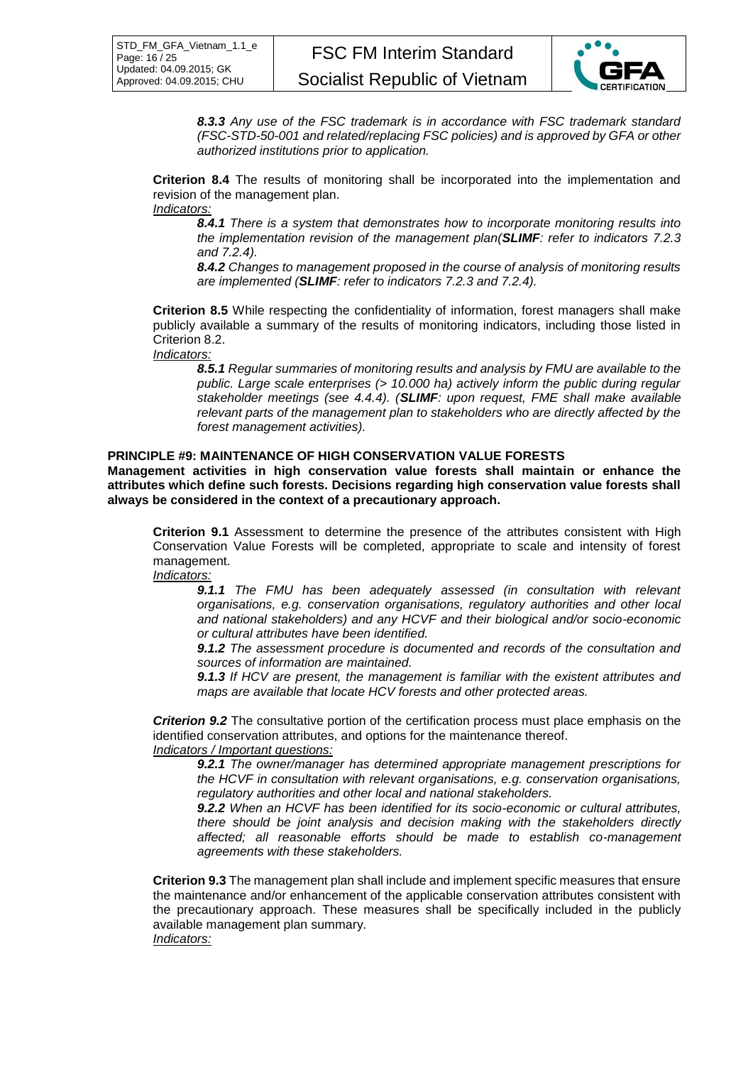***8.3.3*** *Any use of the FSC trademark is in accordance with FSC trademark standard (FSC-STD-50-001 and related/replacing FSC policies) and is approved by GFA or other authorized institutions prior to application.*

**Criterion 8.4** The results of monitoring shall be incorporated into the implementation and revision of the management plan.

*Indicators:*

***8.4.1*** *There is a system that demonstrates how to incorporate monitoring results into the implementation revision of the management plan(**SLIMF**: refer to indicators 7.2.3 and 7.2.4).*

***8.4.2*** *Changes to management proposed in the course of analysis of monitoring results are implemented (**SLIMF**: refer to indicators 7.2.3 and 7.2.4).*

**Criterion 8.5** While respecting the confidentiality of information, forest managers shall make publicly available a summary of the results of monitoring indicators, including those listed in Criterion 8.2.

*Indicators:*

***8.5.1*** *Regular summaries of monitoring results and analysis by FMU are available to the public. Large scale enterprises (> 10.000 ha) actively inform the public during regular stakeholder meetings (see 4.4.4). (**SLIMF**: upon request, FME shall make available relevant parts of the management plan to stakeholders who are directly affected by the forest management activities).*

**PRINCIPLE #9: MAINTENANCE OF HIGH CONSERVATION VALUE FORESTS**

**Management activities in high conservation value forests shall maintain or enhance the attributes which define such forests. Decisions regarding high conservation value forests shall always be considered in the context of a precautionary approach.**

**Criterion 9.1** Assessment to determine the presence of the attributes consistent with High Conservation Value Forests will be completed, appropriate to scale and intensity of forest management.

*Indicators:*

***9.1.1*** *The FMU has been adequately assessed (in consultation with relevant organisations, e.g. conservation organisations, regulatory authorities and other local and national stakeholders) and any HCVF and their biological and/or socio-economic or cultural attributes have been identified.*

***9.1.2*** *The assessment procedure is documented and records of the consultation and sources of information are maintained.*

***9.1.3*** *If HCV are present, the management is familiar with the existent attributes and maps are available that locate HCV forests and other protected areas.*

***Criterion 9.2*** The consultative portion of the certification process must place emphasis on the identified conservation attributes, and options for the maintenance thereof.

*Indicators / Important questions:*

***9.2.1*** *The owner/manager has determined appropriate management prescriptions for the HCVF in consultation with relevant organisations, e.g. conservation organisations, regulatory authorities and other local and national stakeholders.*

***9.2.2*** *When an HCVF has been identified for its socio-economic or cultural attributes, there should be joint analysis and decision making with the stakeholders directly affected; all reasonable efforts should be made to establish co-management agreements with these stakeholders.*

**Criterion 9.3** The management plan shall include and implement specific measures that ensure the maintenance and/or enhancement of the applicable conservation attributes consistent with the precautionary approach. These measures shall be specifically included in the publicly available management plan summary.

*Indicators:*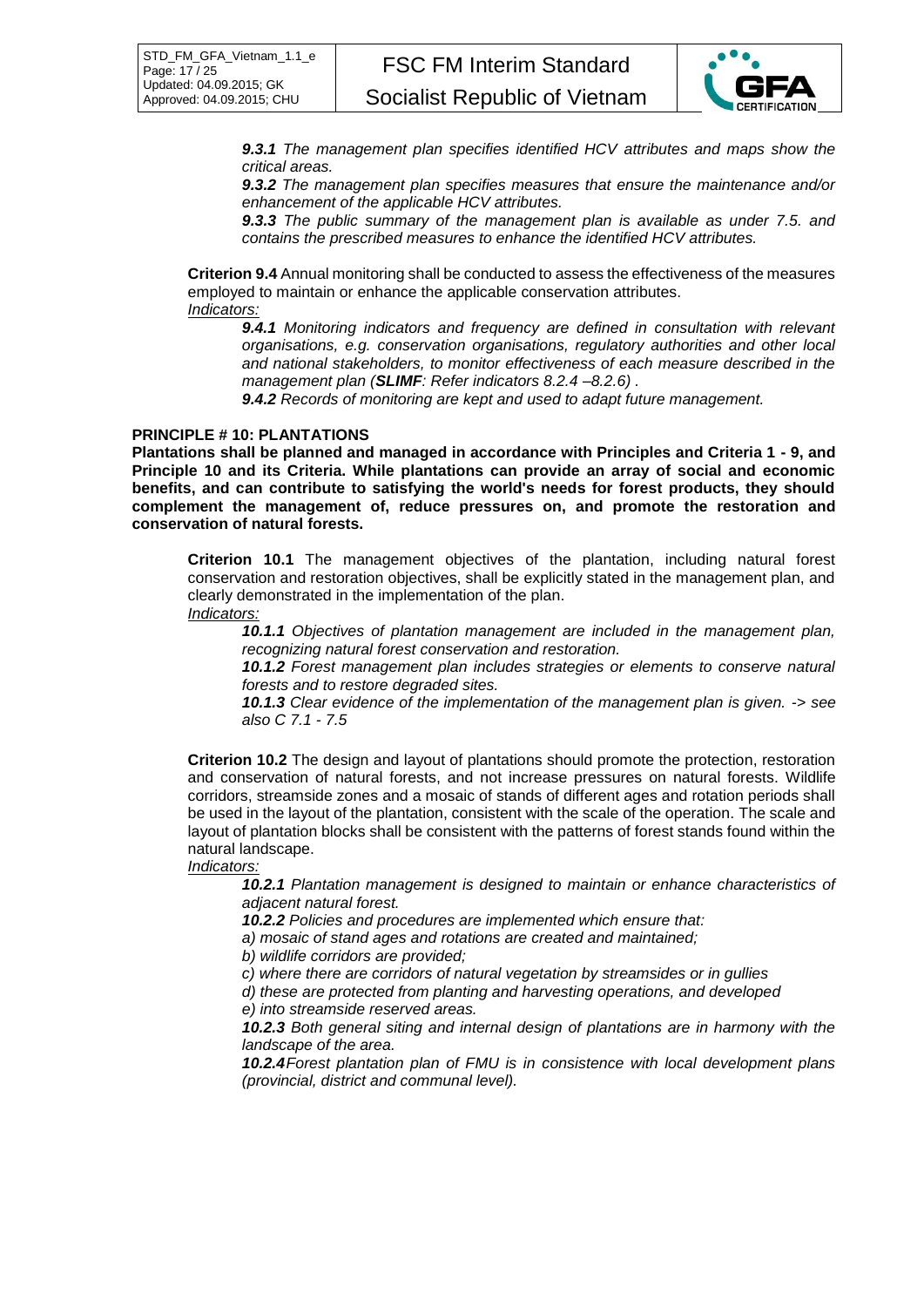*__9.3.1__ The management plan specifies identified HCV attributes and maps show the critical areas.*

*__9.3.2__ The management plan specifies measures that ensure the maintenance and/or enhancement of the applicable HCV attributes.*

*__9.3.3__ The public summary of the management plan is available as under 7.5. and contains the prescribed measures to enhance the identified HCV attributes.*

**Criterion 9.4** Annual monitoring shall be conducted to assess the effectiveness of the measures employed to maintain or enhance the applicable conservation attributes.

*Indicators:*

*__9.4.1__ Monitoring indicators and frequency are defined in consultation with relevant organisations, e.g. conservation organisations, regulatory authorities and other local and national stakeholders, to monitor effectiveness of each measure described in the management plan (__SLIMF__: Refer indicators 8.2.4 –8.2.6) .*

*__9.4.2__ Records of monitoring are kept and used to adapt future management.*

**PRINCIPLE # 10: PLANTATIONS**

**Plantations shall be planned and managed in accordance with Principles and Criteria 1 - 9, and Principle 10 and its Criteria. While plantations can provide an array of social and economic benefits, and can contribute to satisfying the world's needs for forest products, they should complement the management of, reduce pressures on, and promote the restoration and conservation of natural forests.**

**Criterion 10.1** The management objectives of the plantation, including natural forest conservation and restoration objectives, shall be explicitly stated in the management plan, and clearly demonstrated in the implementation of the plan.

*Indicators:*

*__10.1.1__ Objectives of plantation management are included in the management plan, recognizing natural forest conservation and restoration.*

*__10.1.2__ Forest management plan includes strategies or elements to conserve natural forests and to restore degraded sites.*

*__10.1.3__ Clear evidence of the implementation of the management plan is given. -> see also C 7.1 - 7.5*

**Criterion 10.2** The design and layout of plantations should promote the protection, restoration and conservation of natural forests, and not increase pressures on natural forests. Wildlife corridors, streamside zones and a mosaic of stands of different ages and rotation periods shall be used in the layout of the plantation, consistent with the scale of the operation. The scale and layout of plantation blocks shall be consistent with the patterns of forest stands found within the natural landscape.

*Indicators:*

*__10.2.1__ Plantation management is designed to maintain or enhance characteristics of adjacent natural forest.*

*__10.2.2__ Policies and procedures are implemented which ensure that:*

*a) mosaic of stand ages and rotations are created and maintained;*

*b) wildlife corridors are provided;*

*c) where there are corridors of natural vegetation by streamsides or in gullies*

*d) these are protected from planting and harvesting operations, and developed*

*e) into streamside reserved areas.*

*__10.2.3__ Both general siting and internal design of plantations are in harmony with the landscape of the area.*

*__10.2.4__ Forest plantation plan of FMU is in consistence with local development plans (provincial, district and communal level).*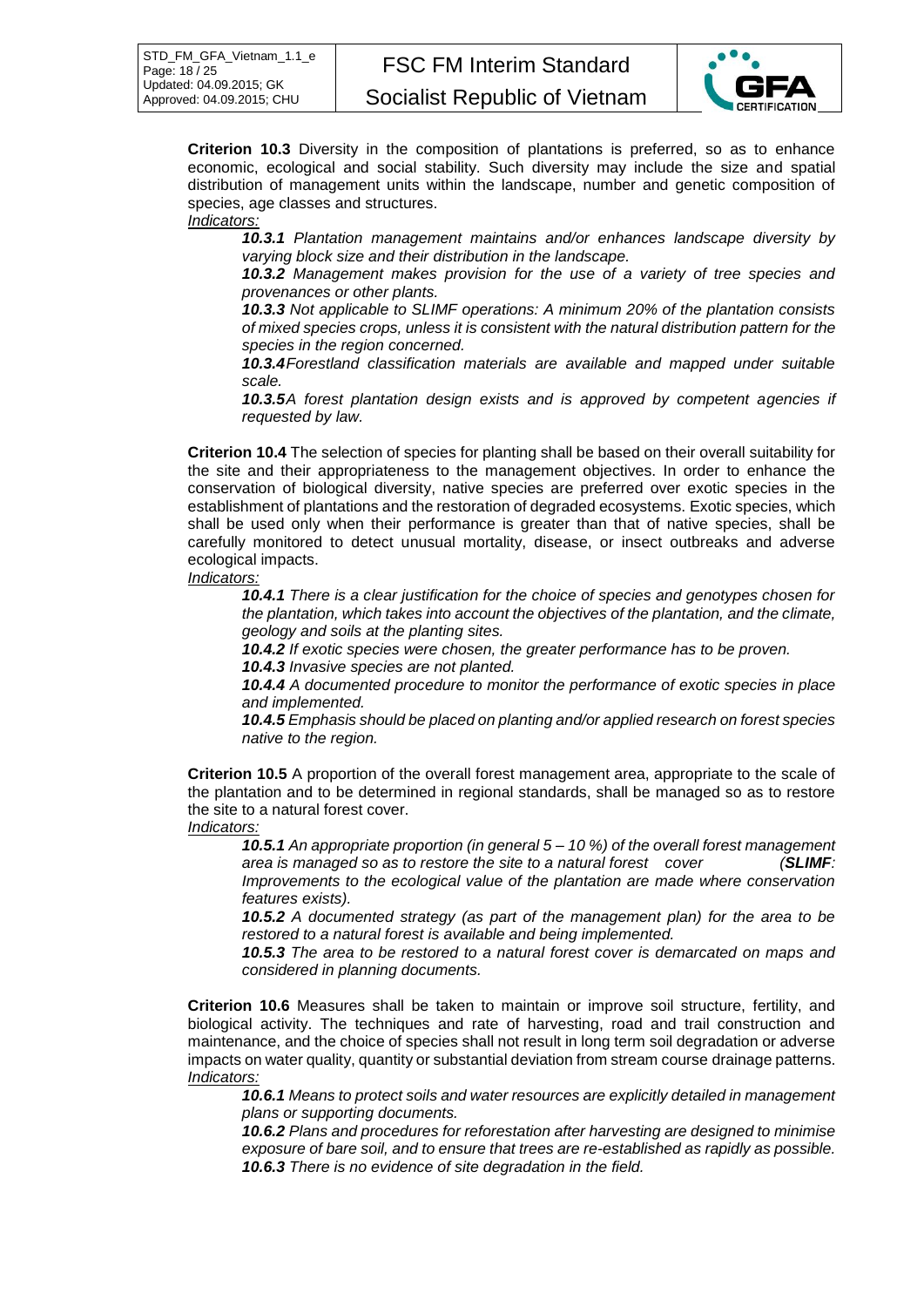**Criterion 10.3** Diversity in the composition of plantations is preferred, so as to enhance economic, ecological and social stability. Such diversity may include the size and spatial distribution of management units within the landscape, number and genetic composition of species, age classes and structures.

*Indicators:*

> ***10.3.1*** *Plantation management maintains and/or enhances landscape diversity by varying block size and their distribution in the landscape.*
>
> ***10.3.2*** *Management makes provision for the use of a variety of tree species and provenances or other plants.*
>
> ***10.3.3*** *Not applicable to SLIMF operations: A minimum 20% of the plantation consists of mixed species crops, unless it is consistent with the natural distribution pattern for the species in the region concerned.*
>
> ***10.3.4****Forestland classification materials are available and mapped under suitable scale.*
>
> ***10.3.5****A forest plantation design exists and is approved by competent agencies if requested by law.*

**Criterion 10.4** The selection of species for planting shall be based on their overall suitability for the site and their appropriateness to the management objectives. In order to enhance the conservation of biological diversity, native species are preferred over exotic species in the establishment of plantations and the restoration of degraded ecosystems. Exotic species, which shall be used only when their performance is greater than that of native species, shall be carefully monitored to detect unusual mortality, disease, or insect outbreaks and adverse ecological impacts.

*Indicators:*

> ***10.4.1*** *There is a clear justification for the choice of species and genotypes chosen for the plantation, which takes into account the objectives of the plantation, and the climate, geology and soils at the planting sites.*
>
> ***10.4.2*** *If exotic species were chosen, the greater performance has to be proven.*
>
> ***10.4.3*** *Invasive species are not planted.*
>
> ***10.4.4*** *A documented procedure to monitor the performance of exotic species in place and implemented.*
>
> ***10.4.5*** *Emphasis should be placed on planting and/or applied research on forest species native to the region.*

**Criterion 10.5** A proportion of the overall forest management area, appropriate to the scale of the plantation and to be determined in regional standards, shall be managed so as to restore the site to a natural forest cover.

*Indicators:*

> ***10.5.1*** *An appropriate proportion (in general 5 – 10 %) of the overall forest management area is managed so as to restore the site to a natural forest cover (**SLIMF**: Improvements to the ecological value of the plantation are made where conservation features exists).*
>
> ***10.5.2*** *A documented strategy (as part of the management plan) for the area to be restored to a natural forest is available and being implemented.*
>
> ***10.5.3*** *The area to be restored to a natural forest cover is demarcated on maps and considered in planning documents.*

**Criterion 10.6** Measures shall be taken to maintain or improve soil structure, fertility, and biological activity. The techniques and rate of harvesting, road and trail construction and maintenance, and the choice of species shall not result in long term soil degradation or adverse impacts on water quality, quantity or substantial deviation from stream course drainage patterns.

*Indicators:*

> ***10.6.1*** *Means to protect soils and water resources are explicitly detailed in management plans or supporting documents.*
>
> ***10.6.2*** *Plans and procedures for reforestation after harvesting are designed to minimise exposure of bare soil, and to ensure that trees are re-established as rapidly as possible.*
>
> ***10.6.3*** *There is no evidence of site degradation in the field.*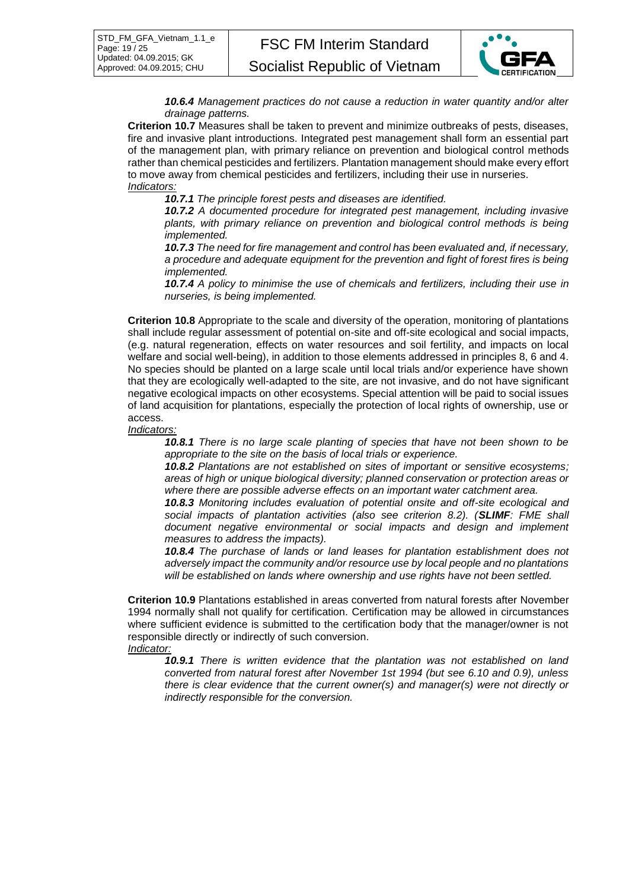***10.6.4*** *Management practices do not cause a reduction in water quantity and/or alter drainage patterns.*

**Criterion 10.7** Measures shall be taken to prevent and minimize outbreaks of pests, diseases, fire and invasive plant introductions. Integrated pest management shall form an essential part of the management plan, with primary reliance on prevention and biological control methods rather than chemical pesticides and fertilizers. Plantation management should make every effort to move away from chemical pesticides and fertilizers, including their use in nurseries.

*Indicators:*

***10.7.1*** *The principle forest pests and diseases are identified.*

***10.7.2*** *A documented procedure for integrated pest management, including invasive plants, with primary reliance on prevention and biological control methods is being implemented.*

***10.7.3*** *The need for fire management and control has been evaluated and, if necessary, a procedure and adequate equipment for the prevention and fight of forest fires is being implemented.*

***10.7.4*** *A policy to minimise the use of chemicals and fertilizers, including their use in nurseries, is being implemented.*

**Criterion 10.8** Appropriate to the scale and diversity of the operation, monitoring of plantations shall include regular assessment of potential on-site and off-site ecological and social impacts, (e.g. natural regeneration, effects on water resources and soil fertility, and impacts on local welfare and social well-being), in addition to those elements addressed in principles 8, 6 and 4. No species should be planted on a large scale until local trials and/or experience have shown that they are ecologically well-adapted to the site, are not invasive, and do not have significant negative ecological impacts on other ecosystems. Special attention will be paid to social issues of land acquisition for plantations, especially the protection of local rights of ownership, use or access.

*Indicators:*

***10.8.1*** *There is no large scale planting of species that have not been shown to be appropriate to the site on the basis of local trials or experience.*

***10.8.2*** *Plantations are not established on sites of important or sensitive ecosystems; areas of high or unique biological diversity; planned conservation or protection areas or where there are possible adverse effects on an important water catchment area.*

***10.8.3*** *Monitoring includes evaluation of potential onsite and off-site ecological and social impacts of plantation activities (also see criterion 8.2). (**SLIMF**: FME shall document negative environmental or social impacts and design and implement measures to address the impacts).*

***10.8.4*** *The purchase of lands or land leases for plantation establishment does not adversely impact the community and/or resource use by local people and no plantations will be established on lands where ownership and use rights have not been settled.*

**Criterion 10.9** Plantations established in areas converted from natural forests after November 1994 normally shall not qualify for certification. Certification may be allowed in circumstances where sufficient evidence is submitted to the certification body that the manager/owner is not responsible directly or indirectly of such conversion.

*Indicator:*

***10.9.1*** *There is written evidence that the plantation was not established on land converted from natural forest after November 1st 1994 (but see 6.10 and 0.9), unless there is clear evidence that the current owner(s) and manager(s) were not directly or indirectly responsible for the conversion.*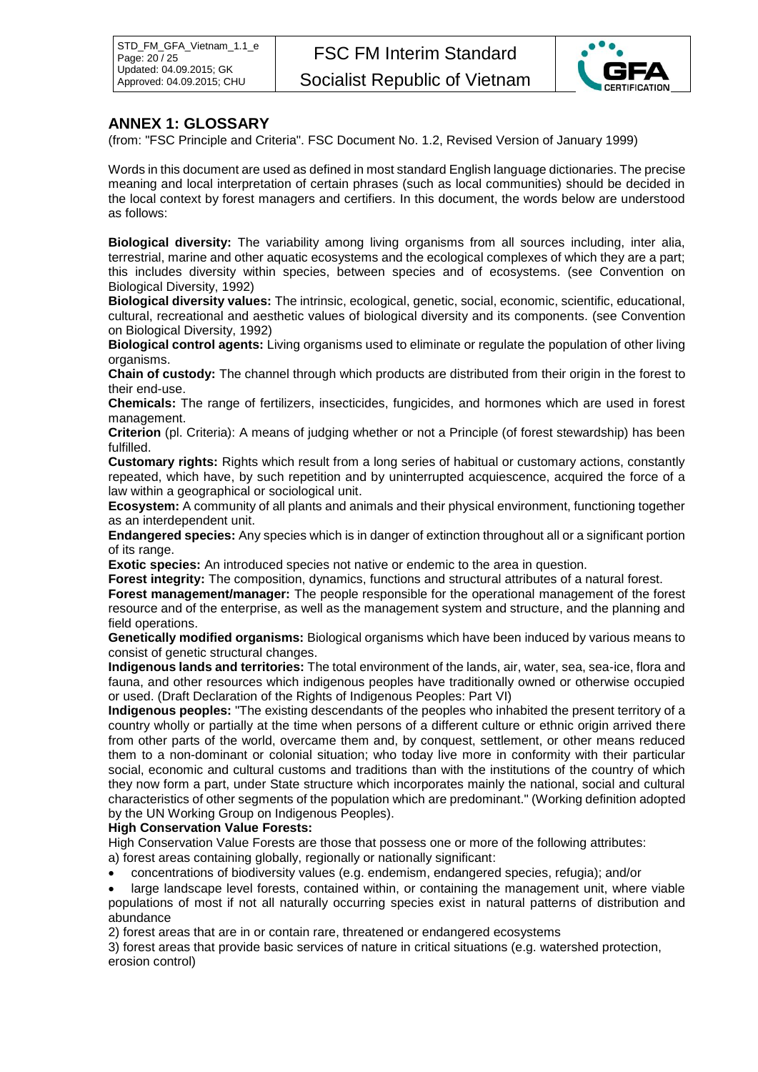## ANNEX 1: GLOSSARY

(from: "FSC Principle and Criteria". FSC Document No. 1.2, Revised Version of January 1999)

Words in this document are used as defined in most standard English language dictionaries. The precise meaning and local interpretation of certain phrases (such as local communities) should be decided in the local context by forest managers and certifiers. In this document, the words below are understood as follows:

**Biological diversity:** The variability among living organisms from all sources including, inter alia, terrestrial, marine and other aquatic ecosystems and the ecological complexes of which they are a part; this includes diversity within species, between species and of ecosystems. (see Convention on Biological Diversity, 1992)

**Biological diversity values:** The intrinsic, ecological, genetic, social, economic, scientific, educational, cultural, recreational and aesthetic values of biological diversity and its components. (see Convention on Biological Diversity, 1992)

**Biological control agents:** Living organisms used to eliminate or regulate the population of other living organisms.

**Chain of custody:** The channel through which products are distributed from their origin in the forest to their end-use.

**Chemicals:** The range of fertilizers, insecticides, fungicides, and hormones which are used in forest management.

**Criterion** (pl. Criteria): A means of judging whether or not a Principle (of forest stewardship) has been fulfilled.

**Customary rights:** Rights which result from a long series of habitual or customary actions, constantly repeated, which have, by such repetition and by uninterrupted acquiescence, acquired the force of a law within a geographical or sociological unit.

**Ecosystem:** A community of all plants and animals and their physical environment, functioning together as an interdependent unit.

**Endangered species:** Any species which is in danger of extinction throughout all or a significant portion of its range.

**Exotic species:** An introduced species not native or endemic to the area in question.

**Forest integrity:** The composition, dynamics, functions and structural attributes of a natural forest.

**Forest management/manager:** The people responsible for the operational management of the forest resource and of the enterprise, as well as the management system and structure, and the planning and field operations.

**Genetically modified organisms:** Biological organisms which have been induced by various means to consist of genetic structural changes.

**Indigenous lands and territories:** The total environment of the lands, air, water, sea, sea-ice, flora and fauna, and other resources which indigenous peoples have traditionally owned or otherwise occupied or used. (Draft Declaration of the Rights of Indigenous Peoples: Part VI)

**Indigenous peoples:** "The existing descendants of the peoples who inhabited the present territory of a country wholly or partially at the time when persons of a different culture or ethnic origin arrived there from other parts of the world, overcame them and, by conquest, settlement, or other means reduced them to a non-dominant or colonial situation; who today live more in conformity with their particular social, economic and cultural customs and traditions than with the institutions of the country of which they now form a part, under State structure which incorporates mainly the national, social and cultural characteristics of other segments of the population which are predominant." (Working definition adopted by the UN Working Group on Indigenous Peoples).

**High Conservation Value Forests:**

High Conservation Value Forests are those that possess one or more of the following attributes:

a) forest areas containing globally, regionally or nationally significant:

- concentrations of biodiversity values (e.g. endemism, endangered species, refugia); and/or
- large landscape level forests, contained within, or containing the management unit, where viable populations of most if not all naturally occurring species exist in natural patterns of distribution and abundance

2) forest areas that are in or contain rare, threatened or endangered ecosystems

3) forest areas that provide basic services of nature in critical situations (e.g. watershed protection, erosion control)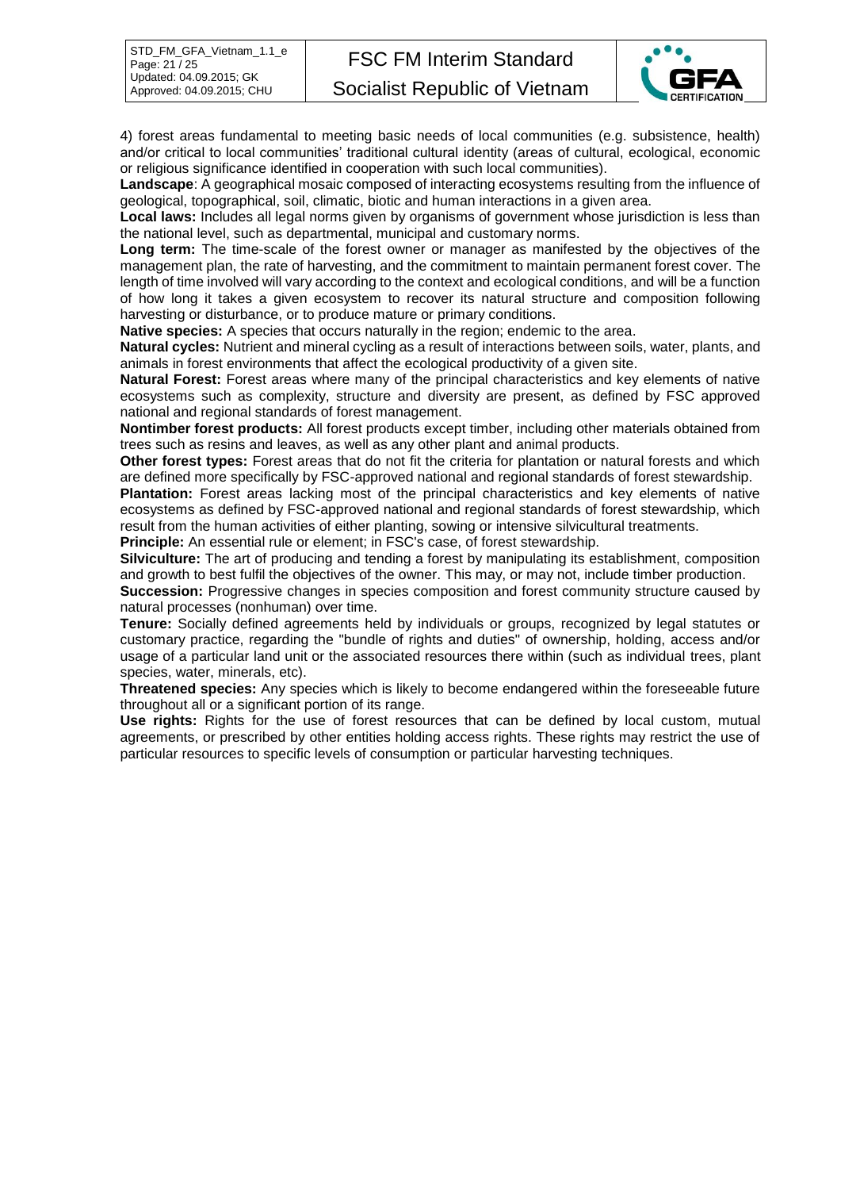4) forest areas fundamental to meeting basic needs of local communities (e.g. subsistence, health) and/or critical to local communities' traditional cultural identity (areas of cultural, ecological, economic or religious significance identified in cooperation with such local communities).

**Landscape**: A geographical mosaic composed of interacting ecosystems resulting from the influence of geological, topographical, soil, climatic, biotic and human interactions in a given area.

**Local laws:** Includes all legal norms given by organisms of government whose jurisdiction is less than the national level, such as departmental, municipal and customary norms.

**Long term:** The time-scale of the forest owner or manager as manifested by the objectives of the management plan, the rate of harvesting, and the commitment to maintain permanent forest cover. The length of time involved will vary according to the context and ecological conditions, and will be a function of how long it takes a given ecosystem to recover its natural structure and composition following harvesting or disturbance, or to produce mature or primary conditions.

**Native species:** A species that occurs naturally in the region; endemic to the area.

**Natural cycles:** Nutrient and mineral cycling as a result of interactions between soils, water, plants, and animals in forest environments that affect the ecological productivity of a given site.

**Natural Forest:** Forest areas where many of the principal characteristics and key elements of native ecosystems such as complexity, structure and diversity are present, as defined by FSC approved national and regional standards of forest management.

**Nontimber forest products:** All forest products except timber, including other materials obtained from trees such as resins and leaves, as well as any other plant and animal products.

**Other forest types:** Forest areas that do not fit the criteria for plantation or natural forests and which are defined more specifically by FSC-approved national and regional standards of forest stewardship.

**Plantation:** Forest areas lacking most of the principal characteristics and key elements of native ecosystems as defined by FSC-approved national and regional standards of forest stewardship, which result from the human activities of either planting, sowing or intensive silvicultural treatments.

**Principle:** An essential rule or element; in FSC's case, of forest stewardship.

**Silviculture:** The art of producing and tending a forest by manipulating its establishment, composition and growth to best fulfil the objectives of the owner. This may, or may not, include timber production.

**Succession:** Progressive changes in species composition and forest community structure caused by natural processes (nonhuman) over time.

**Tenure:** Socially defined agreements held by individuals or groups, recognized by legal statutes or customary practice, regarding the "bundle of rights and duties" of ownership, holding, access and/or usage of a particular land unit or the associated resources there within (such as individual trees, plant species, water, minerals, etc).

**Threatened species:** Any species which is likely to become endangered within the foreseeable future throughout all or a significant portion of its range.

**Use rights:** Rights for the use of forest resources that can be defined by local custom, mutual agreements, or prescribed by other entities holding access rights. These rights may restrict the use of particular resources to specific levels of consumption or particular harvesting techniques.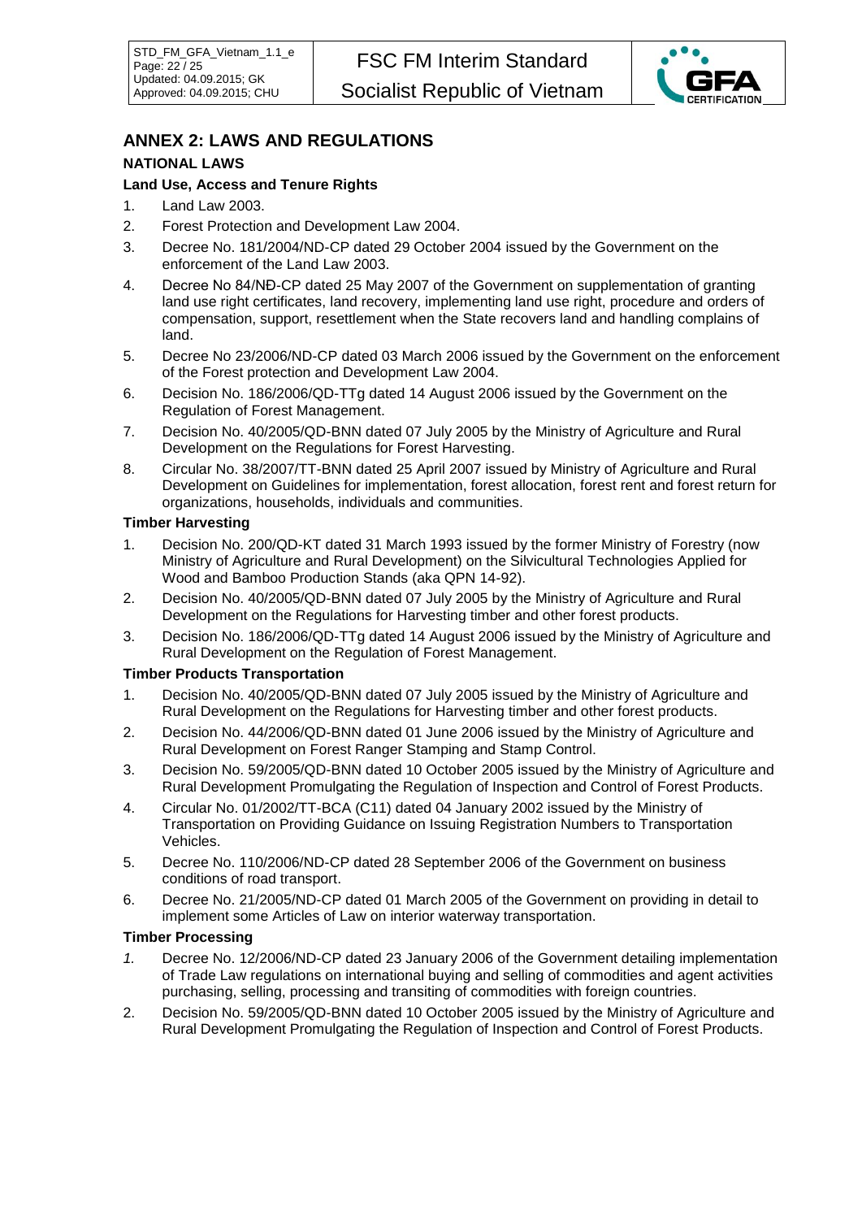## ANNEX 2: LAWS AND REGULATIONS

### NATIONAL LAWS

#### Land Use, Access and Tenure Rights

1. Land Law 2003.
2. Forest Protection and Development Law 2004.
3. Decree No. 181/2004/ND-CP dated 29 October 2004 issued by the Government on the enforcement of the Land Law 2003.
4. Decree No 84/NĐ-CP dated 25 May 2007 of the Government on supplementation of granting land use right certificates, land recovery, implementing land use right, procedure and orders of compensation, support, resettlement when the State recovers land and handling complains of land.
5. Decree No 23/2006/ND-CP dated 03 March 2006 issued by the Government on the enforcement of the Forest protection and Development Law 2004.
6. Decision No. 186/2006/QD-TTg dated 14 August 2006 issued by the Government on the Regulation of Forest Management.
7. Decision No. 40/2005/QD-BNN dated 07 July 2005 by the Ministry of Agriculture and Rural Development on the Regulations for Forest Harvesting.
8. Circular No. 38/2007/TT-BNN dated 25 April 2007 issued by Ministry of Agriculture and Rural Development on Guidelines for implementation, forest allocation, forest rent and forest return for organizations, households, individuals and communities.

#### Timber Harvesting

1. Decision No. 200/QD-KT dated 31 March 1993 issued by the former Ministry of Forestry (now Ministry of Agriculture and Rural Development) on the Silvicultural Technologies Applied for Wood and Bamboo Production Stands (aka QPN 14-92).
2. Decision No. 40/2005/QD-BNN dated 07 July 2005 by the Ministry of Agriculture and Rural Development on the Regulations for Harvesting timber and other forest products.
3. Decision No. 186/2006/QD-TTg dated 14 August 2006 issued by the Ministry of Agriculture and Rural Development on the Regulation of Forest Management.

#### Timber Products Transportation

1. Decision No. 40/2005/QD-BNN dated 07 July 2005 issued by the Ministry of Agriculture and Rural Development on the Regulations for Harvesting timber and other forest products.
2. Decision No. 44/2006/QD-BNN dated 01 June 2006 issued by the Ministry of Agriculture and Rural Development on Forest Ranger Stamping and Stamp Control.
3. Decision No. 59/2005/QD-BNN dated 10 October 2005 issued by the Ministry of Agriculture and Rural Development Promulgating the Regulation of Inspection and Control of Forest Products.
4. Circular No. 01/2002/TT-BCA (C11) dated 04 January 2002 issued by the Ministry of Transportation on Providing Guidance on Issuing Registration Numbers to Transportation Vehicles.
5. Decree No. 110/2006/ND-CP dated 28 September 2006 of the Government on business conditions of road transport.
6. Decree No. 21/2005/ND-CP dated 01 March 2005 of the Government on providing in detail to implement some Articles of Law on interior waterway transportation.

#### Timber Processing

1. Decree No. 12/2006/ND-CP dated 23 January 2006 of the Government detailing implementation of Trade Law regulations on international buying and selling of commodities and agent activities purchasing, selling, processing and transiting of commodities with foreign countries.
2. Decision No. 59/2005/QD-BNN dated 10 October 2005 issued by the Ministry of Agriculture and Rural Development Promulgating the Regulation of Inspection and Control of Forest Products.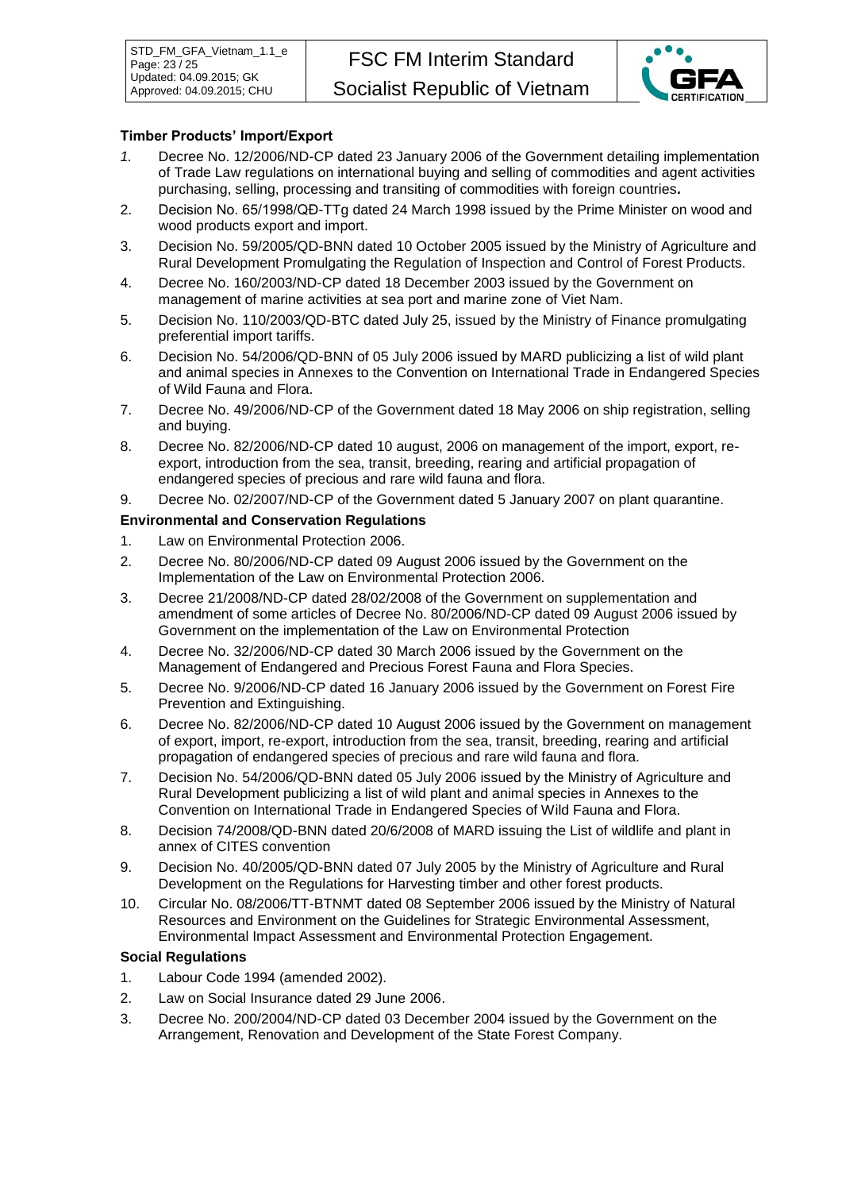**Timber Products' Import/Export**

1. Decree No. 12/2006/ND-CP dated 23 January 2006 of the Government detailing implementation of Trade Law regulations on international buying and selling of commodities and agent activities purchasing, selling, processing and transiting of commodities with foreign countries***.***
2. Decision No. 65/1998/QĐ-TTg dated 24 March 1998 issued by the Prime Minister on wood and wood products export and import.
3. Decision No. 59/2005/QD-BNN dated 10 October 2005 issued by the Ministry of Agriculture and Rural Development Promulgating the Regulation of Inspection and Control of Forest Products.
4. Decree No. 160/2003/ND-CP dated 18 December 2003 issued by the Government on management of marine activities at sea port and marine zone of Viet Nam.
5. Decision No. 110/2003/QD-BTC dated July 25, issued by the Ministry of Finance promulgating preferential import tariffs.
6. Decision No. 54/2006/QD-BNN of 05 July 2006 issued by MARD publicizing a list of wild plant and animal species in Annexes to the Convention on International Trade in Endangered Species of Wild Fauna and Flora.
7. Decree No. 49/2006/ND-CP of the Government dated 18 May 2006 on ship registration, selling and buying.
8. Decree No. 82/2006/ND-CP dated 10 august, 2006 on management of the import, export, re-export, introduction from the sea, transit, breeding, rearing and artificial propagation of endangered species of precious and rare wild fauna and flora.
9. Decree No. 02/2007/ND-CP of the Government dated 5 January 2007 on plant quarantine.

**Environmental and Conservation Regulations**

1. Law on Environmental Protection 2006.
2. Decree No. 80/2006/ND-CP dated 09 August 2006 issued by the Government on the Implementation of the Law on Environmental Protection 2006.
3. Decree 21/2008/ND-CP dated 28/02/2008 of the Government on supplementation and amendment of some articles of Decree No. 80/2006/ND-CP dated 09 August 2006 issued by Government on the implementation of the Law on Environmental Protection
4. Decree No. 32/2006/ND-CP dated 30 March 2006 issued by the Government on the Management of Endangered and Precious Forest Fauna and Flora Species.
5. Decree No. 9/2006/ND-CP dated 16 January 2006 issued by the Government on Forest Fire Prevention and Extinguishing.
6. Decree No. 82/2006/ND-CP dated 10 August 2006 issued by the Government on management of export, import, re-export, introduction from the sea, transit, breeding, rearing and artificial propagation of endangered species of precious and rare wild fauna and flora.
7. Decision No. 54/2006/QD-BNN dated 05 July 2006 issued by the Ministry of Agriculture and Rural Development publicizing a list of wild plant and animal species in Annexes to the Convention on International Trade in Endangered Species of Wild Fauna and Flora.
8. Decision 74/2008/QD-BNN dated 20/6/2008 of MARD issuing the List of wildlife and plant in annex of CITES convention
9. Decision No. 40/2005/QD-BNN dated 07 July 2005 by the Ministry of Agriculture and Rural Development on the Regulations for Harvesting timber and other forest products.
10. Circular No. 08/2006/TT-BTNMT dated 08 September 2006 issued by the Ministry of Natural Resources and Environment on the Guidelines for Strategic Environmental Assessment, Environmental Impact Assessment and Environmental Protection Engagement.

**Social Regulations**

1. Labour Code 1994 (amended 2002).
2. Law on Social Insurance dated 29 June 2006.
3. Decree No. 200/2004/ND-CP dated 03 December 2004 issued by the Government on the Arrangement, Renovation and Development of the State Forest Company.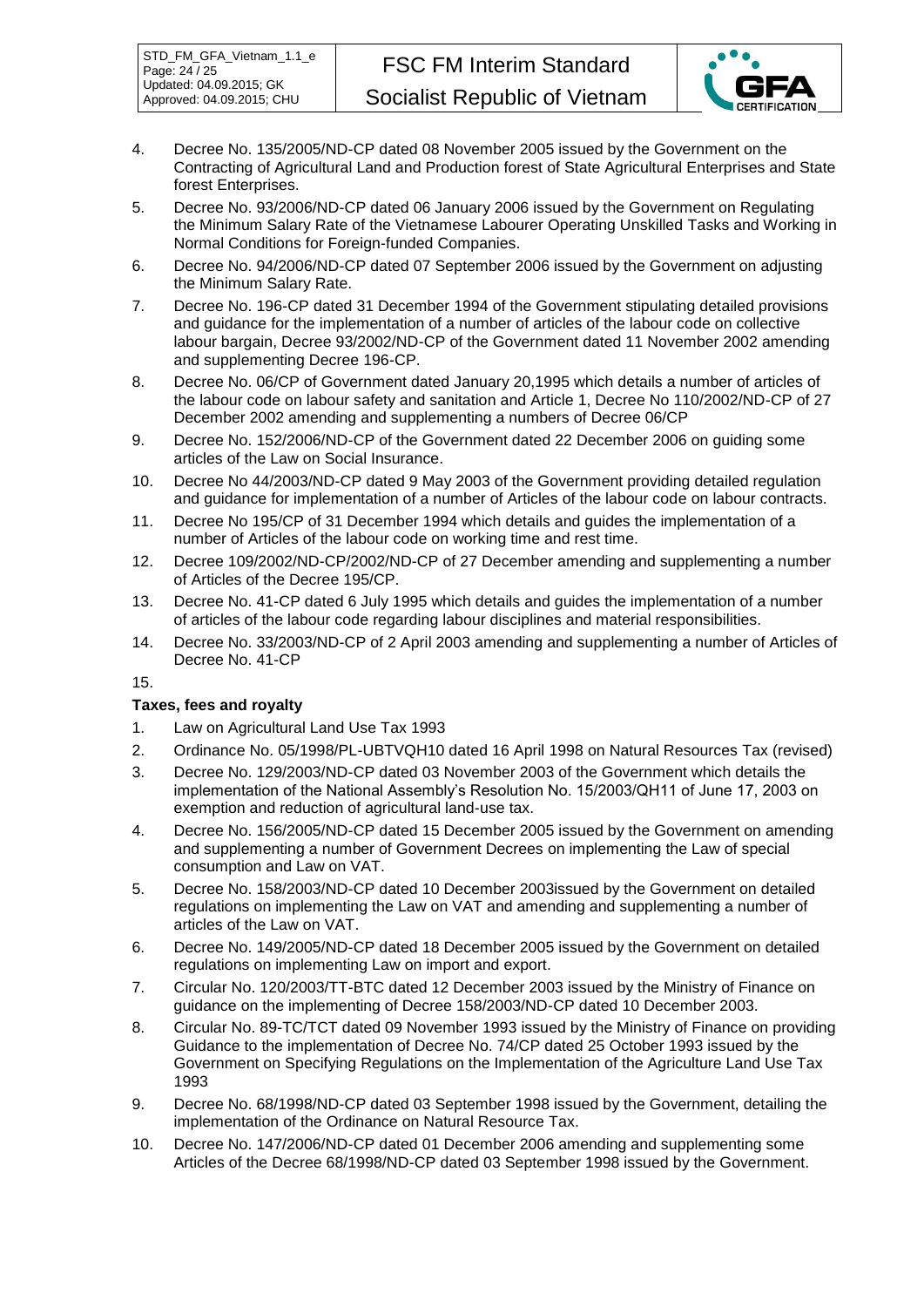4. Decree No. 135/2005/ND-CP dated 08 November 2005 issued by the Government on the Contracting of Agricultural Land and Production forest of State Agricultural Enterprises and State forest Enterprises.
5. Decree No. 93/2006/ND-CP dated 06 January 2006 issued by the Government on Regulating the Minimum Salary Rate of the Vietnamese Labourer Operating Unskilled Tasks and Working in Normal Conditions for Foreign-funded Companies.
6. Decree No. 94/2006/ND-CP dated 07 September 2006 issued by the Government on adjusting the Minimum Salary Rate.
7. Decree No. 196-CP dated 31 December 1994 of the Government stipulating detailed provisions and guidance for the implementation of a number of articles of the labour code on collective labour bargain, Decree 93/2002/ND-CP of the Government dated 11 November 2002 amending and supplementing Decree 196-CP.
8. Decree No. 06/CP of Government dated January 20,1995 which details a number of articles of the labour code on labour safety and sanitation and Article 1, Decree No 110/2002/ND-CP of 27 December 2002 amending and supplementing a numbers of Decree 06/CP
9. Decree No. 152/2006/ND-CP of the Government dated 22 December 2006 on guiding some articles of the Law on Social Insurance.
10. Decree No 44/2003/ND-CP dated 9 May 2003 of the Government providing detailed regulation and guidance for implementation of a number of Articles of the labour code on labour contracts.
11. Decree No 195/CP of 31 December 1994 which details and guides the implementation of a number of Articles of the labour code on working time and rest time.
12. Decree 109/2002/ND-CP/2002/ND-CP of 27 December amending and supplementing a number of Articles of the Decree 195/CP.
13. Decree No. 41-CP dated 6 July 1995 which details and guides the implementation of a number of articles of the labour code regarding labour disciplines and material responsibilities.
14. Decree No. 33/2003/ND-CP of 2 April 2003 amending and supplementing a number of Articles of Decree No. 41-CP
15. 

**Taxes, fees and royalty**

1. Law on Agricultural Land Use Tax 1993
2. Ordinance No. 05/1998/PL-UBTVQH10 dated 16 April 1998 on Natural Resources Tax (revised)
3. Decree No. 129/2003/ND-CP dated 03 November 2003 of the Government which details the implementation of the National Assembly's Resolution No. 15/2003/QH11 of June 17, 2003 on exemption and reduction of agricultural land-use tax.
4. Decree No. 156/2005/ND-CP dated 15 December 2005 issued by the Government on amending and supplementing a number of Government Decrees on implementing the Law of special consumption and Law on VAT.
5. Decree No. 158/2003/ND-CP dated 10 December 2003issued by the Government on detailed regulations on implementing the Law on VAT and amending and supplementing a number of articles of the Law on VAT.
6. Decree No. 149/2005/ND-CP dated 18 December 2005 issued by the Government on detailed regulations on implementing Law on import and export.
7. Circular No. 120/2003/TT-BTC dated 12 December 2003 issued by the Ministry of Finance on guidance on the implementing of Decree 158/2003/ND-CP dated 10 December 2003.
8. Circular No. 89-TC/TCT dated 09 November 1993 issued by the Ministry of Finance on providing Guidance to the implementation of Decree No. 74/CP dated 25 October 1993 issued by the Government on Specifying Regulations on the Implementation of the Agriculture Land Use Tax 1993
9. Decree No. 68/1998/ND-CP dated 03 September 1998 issued by the Government, detailing the implementation of the Ordinance on Natural Resource Tax.
10. Decree No. 147/2006/ND-CP dated 01 December 2006 amending and supplementing some Articles of the Decree 68/1998/ND-CP dated 03 September 1998 issued by the Government.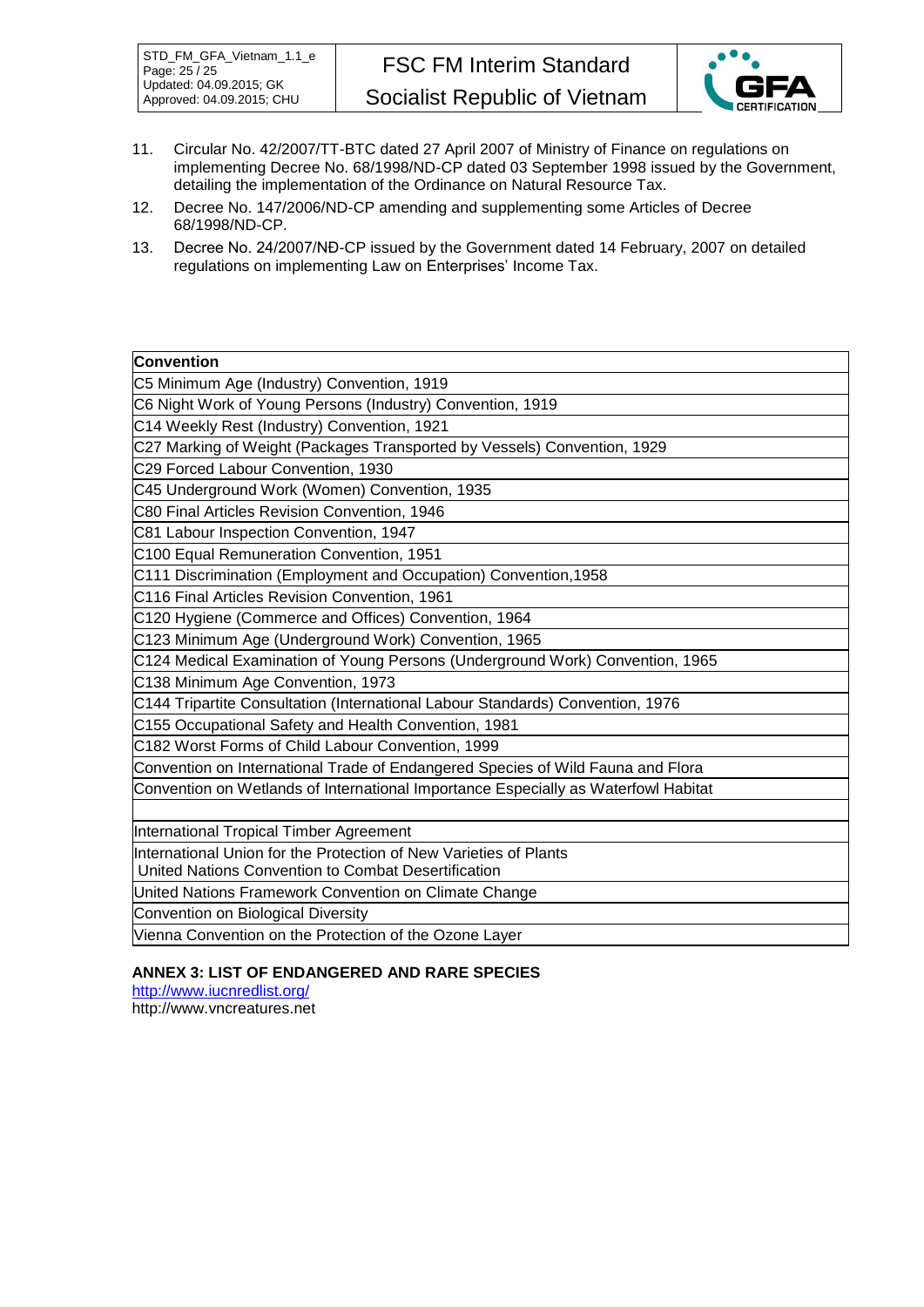11. Circular No. 42/2007/TT-BTC dated 27 April 2007 of Ministry of Finance on regulations on implementing Decree No. 68/1998/ND-CP dated 03 September 1998 issued by the Government, detailing the implementation of the Ordinance on Natural Resource Tax.
12. Decree No. 147/2006/ND-CP amending and supplementing some Articles of Decree 68/1998/ND-CP.
13. Decree No. 24/2007/NĐ-CP issued by the Government dated 14 February, 2007 on detailed regulations on implementing Law on Enterprises' Income Tax.

| **Convention** |
| --- |
| C5 Minimum Age (Industry) Convention, 1919 |
| C6 Night Work of Young Persons (Industry) Convention, 1919 |
| C14 Weekly Rest (Industry) Convention, 1921 |
| C27 Marking of Weight (Packages Transported by Vessels) Convention, 1929 |
| C29 Forced Labour Convention, 1930 |
| C45 Underground Work (Women) Convention, 1935 |
| C80 Final Articles Revision Convention, 1946 |
| C81 Labour Inspection Convention, 1947 |
| C100 Equal Remuneration Convention, 1951 |
| C111 Discrimination (Employment and Occupation) Convention,1958 |
| C116 Final Articles Revision Convention, 1961 |
| C120 Hygiene (Commerce and Offices) Convention, 1964 |
| C123 Minimum Age (Underground Work) Convention, 1965 |
| C124 Medical Examination of Young Persons (Underground Work) Convention, 1965 |
| C138 Minimum Age Convention, 1973 |
| C144 Tripartite Consultation (International Labour Standards) Convention, 1976 |
| C155 Occupational Safety and Health Convention, 1981 |
| C182 Worst Forms of Child Labour Convention, 1999 |
| Convention on International Trade of Endangered Species of Wild Fauna and Flora |
| Convention on Wetlands of International Importance Especially as Waterfowl Habitat |
| |
| International Tropical Timber Agreement |
| International Union for the Protection of New Varieties of Plants United Nations Convention to Combat Desertification |
| United Nations Framework Convention on Climate Change |
| Convention on Biological Diversity |
| Vienna Convention on the Protection of the Ozone Layer |

**ANNEX 3: LIST OF ENDANGERED AND RARE SPECIES**

http://www.iucnredlist.org/

http://www.vncreatures.net